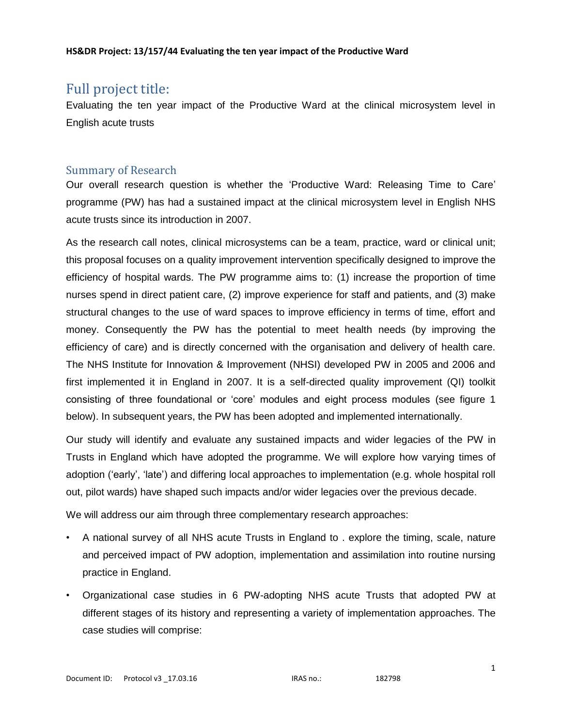# Full project title:

Evaluating the ten year impact of the Productive Ward at the clinical microsystem level in English acute trusts

## Summary of Research

Our overall research question is whether the 'Productive Ward: Releasing Time to Care' programme (PW) has had a sustained impact at the clinical microsystem level in English NHS acute trusts since its introduction in 2007.

As the research call notes, clinical microsystems can be a team, practice, ward or clinical unit; this proposal focuses on a quality improvement intervention specifically designed to improve the efficiency of hospital wards. The PW programme aims to: (1) increase the proportion of time nurses spend in direct patient care, (2) improve experience for staff and patients, and (3) make structural changes to the use of ward spaces to improve efficiency in terms of time, effort and money. Consequently the PW has the potential to meet health needs (by improving the efficiency of care) and is directly concerned with the organisation and delivery of health care. The NHS Institute for Innovation & Improvement (NHSI) developed PW in 2005 and 2006 and first implemented it in England in 2007. It is a self-directed quality improvement (QI) toolkit consisting of three foundational or 'core' modules and eight process modules (see figure 1 below). In subsequent years, the PW has been adopted and implemented internationally.

Our study will identify and evaluate any sustained impacts and wider legacies of the PW in Trusts in England which have adopted the programme. We will explore how varying times of adoption ('early', 'late') and differing local approaches to implementation (e.g. whole hospital roll out, pilot wards) have shaped such impacts and/or wider legacies over the previous decade.

We will address our aim through three complementary research approaches:

- A national survey of all NHS acute Trusts in England to . explore the timing, scale, nature and perceived impact of PW adoption, implementation and assimilation into routine nursing practice in England.
- Organizational case studies in 6 PW-adopting NHS acute Trusts that adopted PW at different stages of its history and representing a variety of implementation approaches. The case studies will comprise: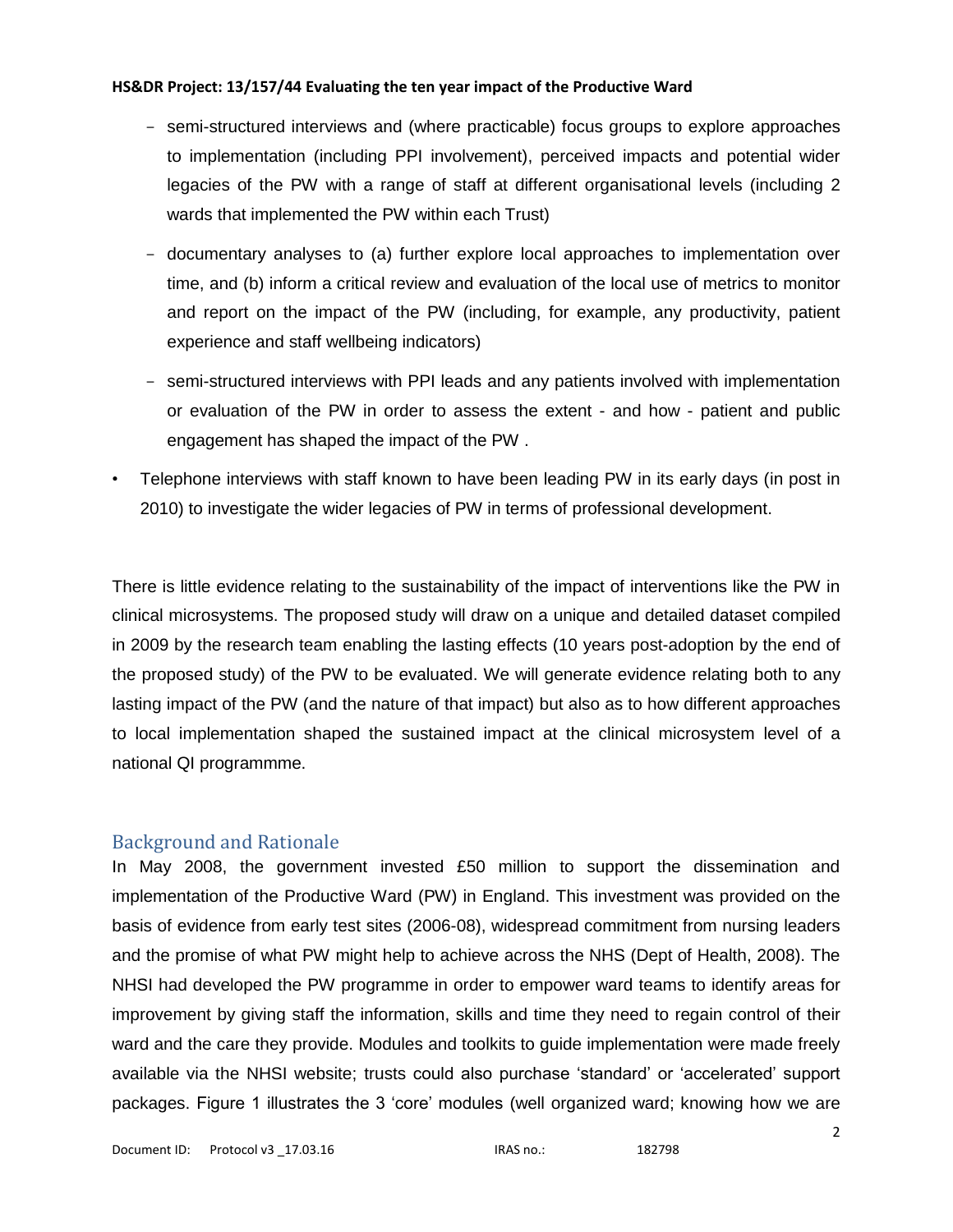- semi-structured interviews and (where practicable) focus groups to explore approaches to implementation (including PPI involvement), perceived impacts and potential wider legacies of the PW with a range of staff at different organisational levels (including 2 wards that implemented the PW within each Trust)

- documentary analyses to (a) further explore local approaches to implementation over time, and (b) inform a critical review and evaluation of the local use of metrics to monitor and report on the impact of the PW (including, for example, any productivity, patient experience and staff wellbeing indicators)

- semi-structured interviews with PPI leads and any patients involved with implementation or evaluation of the PW in order to assess the extent - and how - patient and public engagement has shaped the impact of the PW .

• Telephone interviews with staff known to have been leading PW in its early days (in post in 2010) to investigate the wider legacies of PW in terms of professional development.

There is little evidence relating to the sustainability of the impact of interventions like the PW in clinical microsystems. The proposed study will draw on a unique and detailed dataset compiled in 2009 by the research team enabling the lasting effects (10 years post-adoption by the end of the proposed study) of the PW to be evaluated. We will generate evidence relating both to any lasting impact of the PW (and the nature of that impact) but also as to how different approaches to local implementation shaped the sustained impact at the clinical microsystem level of a national QI programmme.

## Background and Rationale

In May 2008, the government invested £50 million to support the dissemination and implementation of the Productive Ward (PW) in England. This investment was provided on the basis of evidence from early test sites (2006-08), widespread commitment from nursing leaders and the promise of what PW might help to achieve across the NHS (Dept of Health, 2008). The NHSI had developed the PW programme in order to empower ward teams to identify areas for improvement by giving staff the information, skills and time they need to regain control of their ward and the care they provide. Modules and toolkits to guide implementation were made freely available via the NHSI website; trusts could also purchase 'standard' or 'accelerated' support packages. Figure 1 illustrates the 3 'core' modules (well organized ward; knowing how we are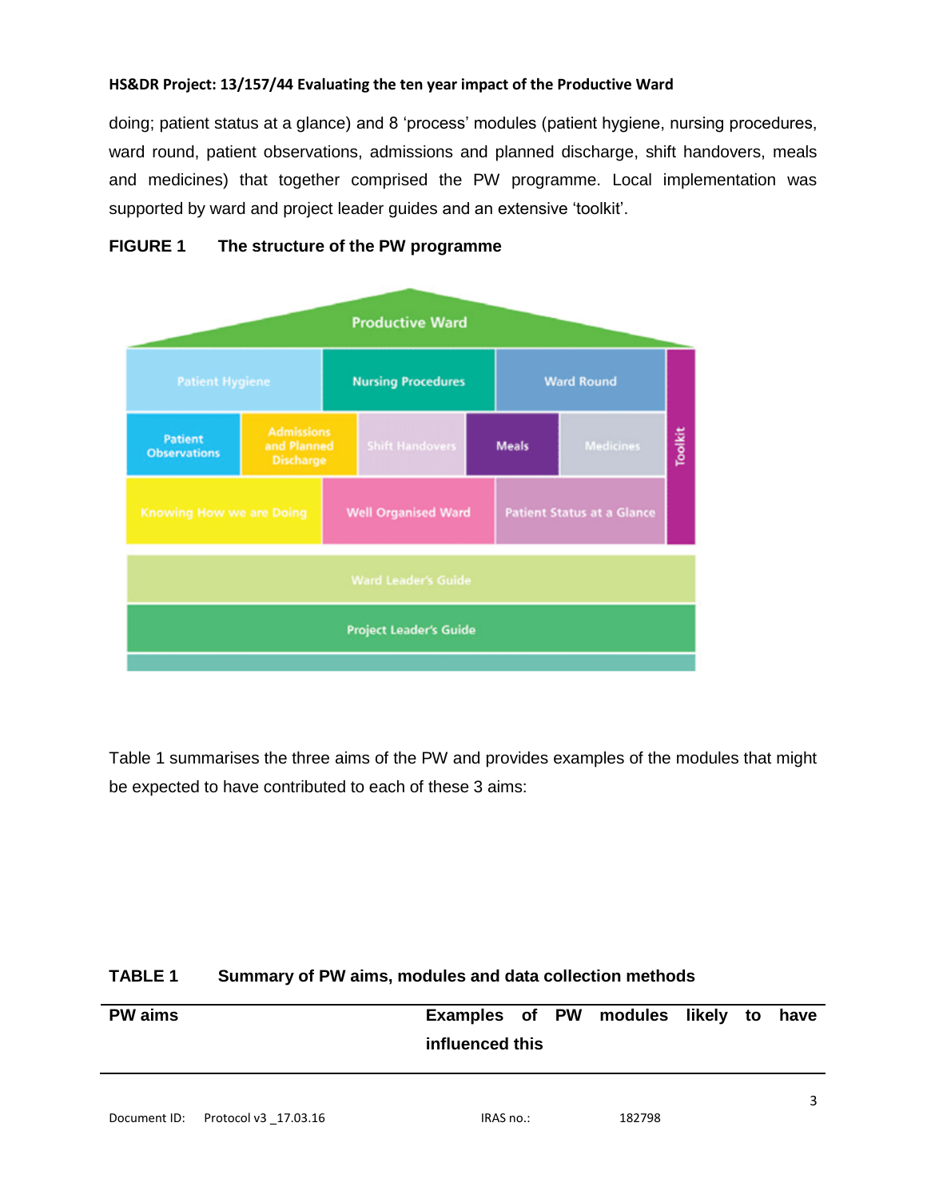doing; patient status at a glance) and 8 'process' modules (patient hygiene, nursing procedures, ward round, patient observations, admissions and planned discharge, shift handovers, meals and medicines) that together comprised the PW programme. Local implementation was supported by ward and project leader guides and an extensive 'toolkit'.

**FIGURE 1 The structure of the PW programme**

Table 1 summarises the three aims of the PW and provides examples of the modules that might be expected to have contributed to each of these 3 aims:

**TABLE 1 Summary of PW aims, modules and data collection methods**

| PW aims | Examples of PW modules likely to have influenced this |
|---|---|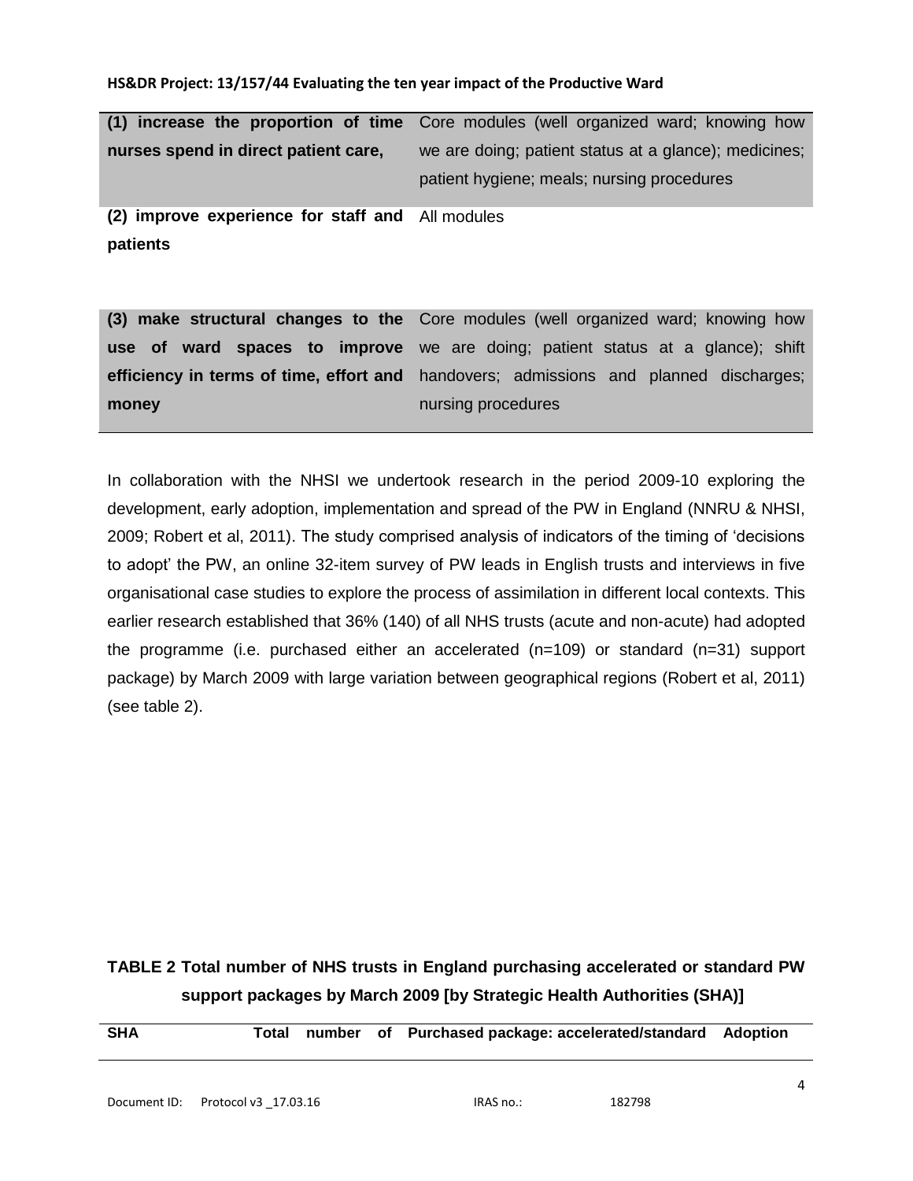| | |
|---|---|
| **(1) increase the proportion of time nurses spend in direct patient care,** | Core modules (well organized ward; knowing how we are doing; patient status at a glance); medicines; patient hygiene; meals; nursing procedures |
| **(2) improve experience for staff and patients** | All modules |
| **(3) make structural changes to the use of ward spaces to improve efficiency in terms of time, effort and money** | Core modules (well organized ward; knowing how we are doing; patient status at a glance); shift handovers; admissions and planned discharges; nursing procedures |

In collaboration with the NHSI we undertook research in the period 2009-10 exploring the development, early adoption, implementation and spread of the PW in England (NNRU & NHSI, 2009; Robert et al, 2011). The study comprised analysis of indicators of the timing of 'decisions to adopt' the PW, an online 32-item survey of PW leads in English trusts and interviews in five organisational case studies to explore the process of assimilation in different local contexts. This earlier research established that 36% (140) of all NHS trusts (acute and non-acute) had adopted the programme (i.e. purchased either an accelerated (n=109) or standard (n=31) support package) by March 2009 with large variation between geographical regions (Robert et al, 2011) (see table 2).

**TABLE 2 Total number of NHS trusts in England purchasing accelerated or standard PW support packages by March 2009 [by Strategic Health Authorities (SHA)]**

| SHA | Total number of | Purchased package: accelerated/standard | Adoption |
|---|---|---|---|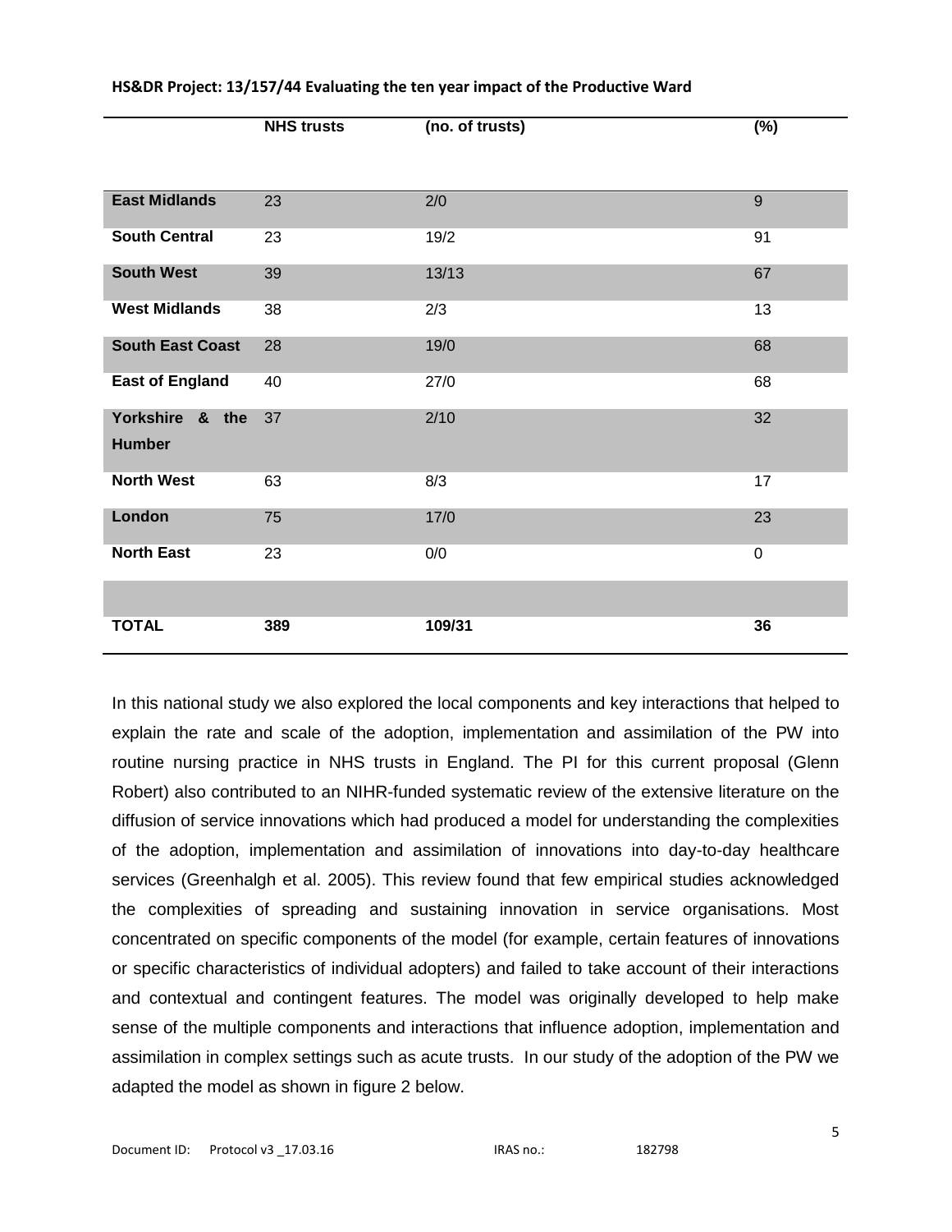| | NHS trusts | (no. of trusts) | (%) |
|---|---|---|---|
| **East Midlands** | 23 | 2/0 | 9 |
| **South Central** | 23 | 19/2 | 91 |
| **South West** | 39 | 13/13 | 67 |
| **West Midlands** | 38 | 2/3 | 13 |
| **South East Coast** | 28 | 19/0 | 68 |
| **East of England** | 40 | 27/0 | 68 |
| **Yorkshire & the Humber** | 37 | 2/10 | 32 |
| **North West** | 63 | 8/3 | 17 |
| **London** | 75 | 17/0 | 23 |
| **North East** | 23 | 0/0 | 0 |
| | | | |
| **TOTAL** | **389** | **109/31** | **36** |

In this national study we also explored the local components and key interactions that helped to explain the rate and scale of the adoption, implementation and assimilation of the PW into routine nursing practice in NHS trusts in England. The PI for this current proposal (Glenn Robert) also contributed to an NIHR-funded systematic review of the extensive literature on the diffusion of service innovations which had produced a model for understanding the complexities of the adoption, implementation and assimilation of innovations into day-to-day healthcare services (Greenhalgh et al. 2005). This review found that few empirical studies acknowledged the complexities of spreading and sustaining innovation in service organisations. Most concentrated on specific components of the model (for example, certain features of innovations or specific characteristics of individual adopters) and failed to take account of their interactions and contextual and contingent features. The model was originally developed to help make sense of the multiple components and interactions that influence adoption, implementation and assimilation in complex settings such as acute trusts. In our study of the adoption of the PW we adapted the model as shown in figure 2 below.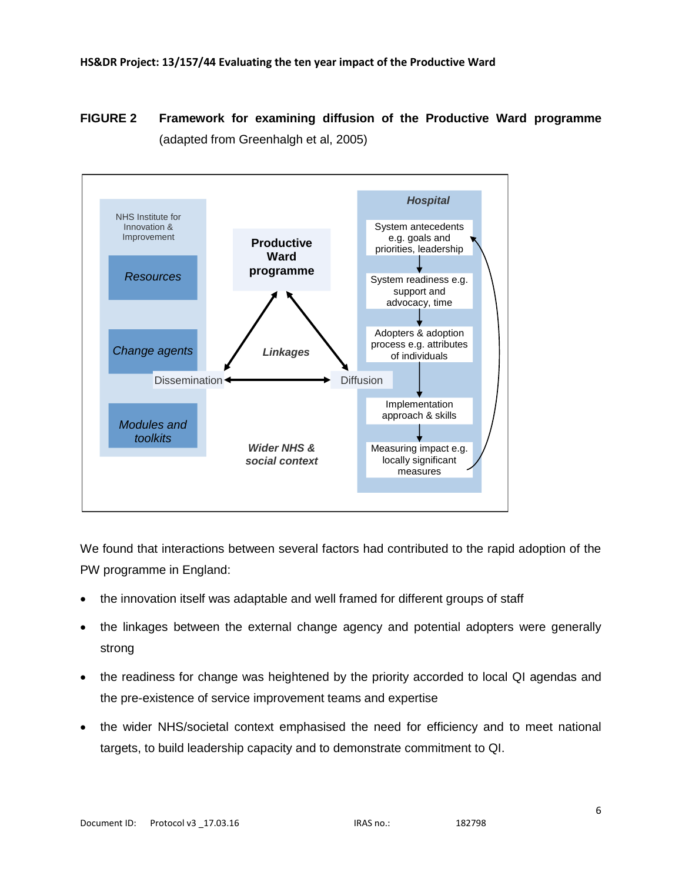**FIGURE 2 Framework for examining diffusion of the Productive Ward programme** (adapted from Greenhalgh et al, 2005)

NHS Institute for Innovation & Improvement

*Resources*

*Change agents*

*Modules and toolkits*

**Productive Ward programme**

*Linkages*

Dissemination

Diffusion

*Wider NHS & social context*

*Hospital*

System antecedents e.g. goals and priorities, leadership

System readiness e.g. support and advocacy, time

Adopters & adoption process e.g. attributes of individuals

Implementation approach & skills

Measuring impact e.g. locally significant measures

We found that interactions between several factors had contributed to the rapid adoption of the PW programme in England:

- the innovation itself was adaptable and well framed for different groups of staff
- the linkages between the external change agency and potential adopters were generally strong
- the readiness for change was heightened by the priority accorded to local QI agendas and the pre-existence of service improvement teams and expertise
- the wider NHS/societal context emphasised the need for efficiency and to meet national targets, to build leadership capacity and to demonstrate commitment to QI.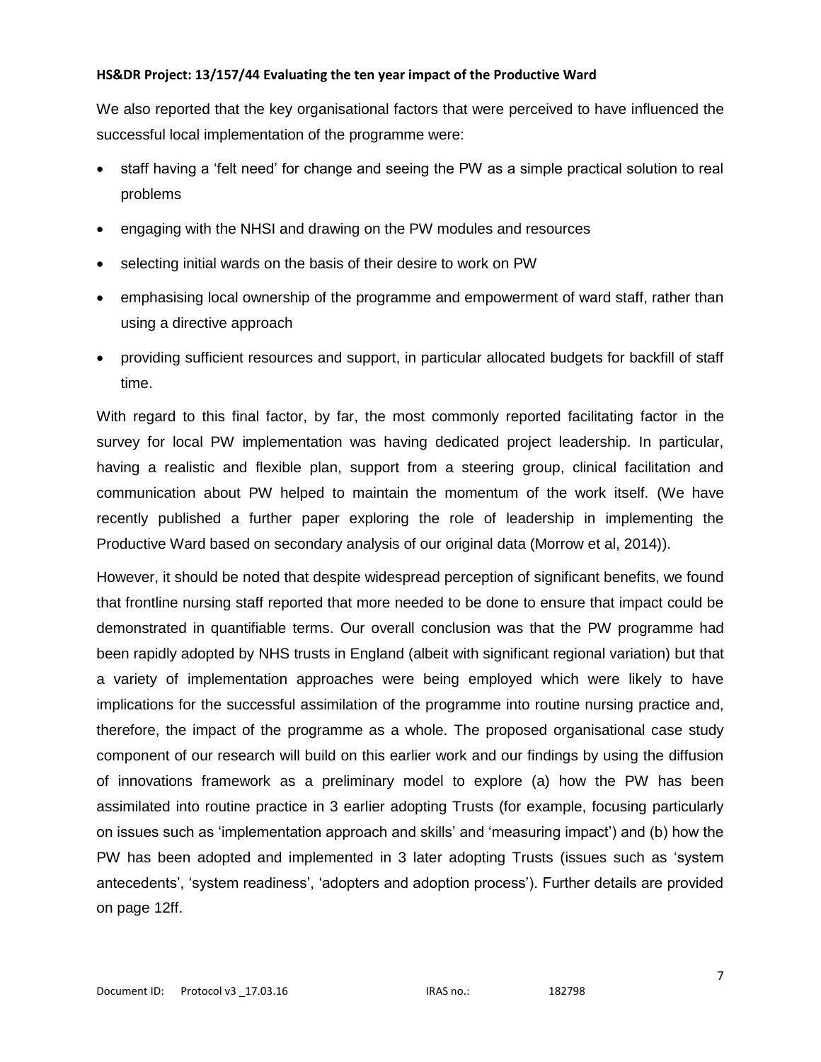We also reported that the key organisational factors that were perceived to have influenced the successful local implementation of the programme were:

- staff having a 'felt need' for change and seeing the PW as a simple practical solution to real problems
- engaging with the NHSI and drawing on the PW modules and resources
- selecting initial wards on the basis of their desire to work on PW
- emphasising local ownership of the programme and empowerment of ward staff, rather than using a directive approach
- providing sufficient resources and support, in particular allocated budgets for backfill of staff time.

With regard to this final factor, by far, the most commonly reported facilitating factor in the survey for local PW implementation was having dedicated project leadership. In particular, having a realistic and flexible plan, support from a steering group, clinical facilitation and communication about PW helped to maintain the momentum of the work itself. (We have recently published a further paper exploring the role of leadership in implementing the Productive Ward based on secondary analysis of our original data (Morrow et al, 2014)).

However, it should be noted that despite widespread perception of significant benefits, we found that frontline nursing staff reported that more needed to be done to ensure that impact could be demonstrated in quantifiable terms. Our overall conclusion was that the PW programme had been rapidly adopted by NHS trusts in England (albeit with significant regional variation) but that a variety of implementation approaches were being employed which were likely to have implications for the successful assimilation of the programme into routine nursing practice and, therefore, the impact of the programme as a whole. The proposed organisational case study component of our research will build on this earlier work and our findings by using the diffusion of innovations framework as a preliminary model to explore (a) how the PW has been assimilated into routine practice in 3 earlier adopting Trusts (for example, focusing particularly on issues such as 'implementation approach and skills' and 'measuring impact') and (b) how the PW has been adopted and implemented in 3 later adopting Trusts (issues such as 'system antecedents', 'system readiness', 'adopters and adoption process'). Further details are provided on page 12ff.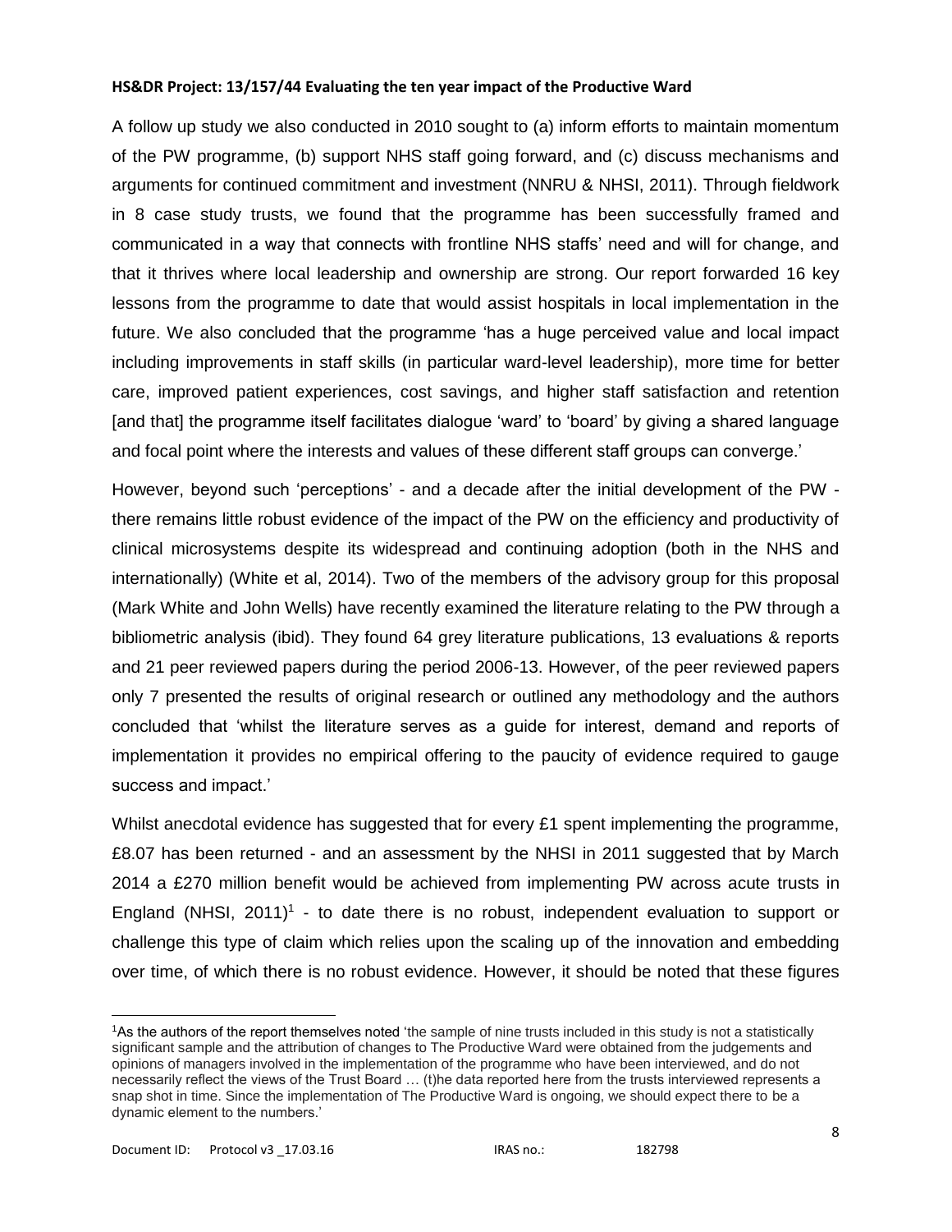**HS&DR Project: 13/157/44 Evaluating the ten year impact of the Productive Ward**

A follow up study we also conducted in 2010 sought to (a) inform efforts to maintain momentum of the PW programme, (b) support NHS staff going forward, and (c) discuss mechanisms and arguments for continued commitment and investment (NNRU & NHSI, 2011). Through fieldwork in 8 case study trusts, we found that the programme has been successfully framed and communicated in a way that connects with frontline NHS staffs' need and will for change, and that it thrives where local leadership and ownership are strong. Our report forwarded 16 key lessons from the programme to date that would assist hospitals in local implementation in the future. We also concluded that the programme 'has a huge perceived value and local impact including improvements in staff skills (in particular ward-level leadership), more time for better care, improved patient experiences, cost savings, and higher staff satisfaction and retention [and that] the programme itself facilitates dialogue 'ward' to 'board' by giving a shared language and focal point where the interests and values of these different staff groups can converge.'

However, beyond such 'perceptions' - and a decade after the initial development of the PW - there remains little robust evidence of the impact of the PW on the efficiency and productivity of clinical microsystems despite its widespread and continuing adoption (both in the NHS and internationally) (White et al, 2014). Two of the members of the advisory group for this proposal (Mark White and John Wells) have recently examined the literature relating to the PW through a bibliometric analysis (ibid). They found 64 grey literature publications, 13 evaluations & reports and 21 peer reviewed papers during the period 2006-13. However, of the peer reviewed papers only 7 presented the results of original research or outlined any methodology and the authors concluded that 'whilst the literature serves as a guide for interest, demand and reports of implementation it provides no empirical offering to the paucity of evidence required to gauge success and impact.'

Whilst anecdotal evidence has suggested that for every £1 spent implementing the programme, £8.07 has been returned - and an assessment by the NHSI in 2011 suggested that by March 2014 a £270 million benefit would be achieved from implementing PW across acute trusts in England (NHSI, 2011)[1] - to date there is no robust, independent evaluation to support or challenge this type of claim which relies upon the scaling up of the innovation and embedding over time, of which there is no robust evidence. However, it should be noted that these figures

---

[1]As the authors of the report themselves noted 'the sample of nine trusts included in this study is not a statistically significant sample and the attribution of changes to The Productive Ward were obtained from the judgements and opinions of managers involved in the implementation of the programme who have been interviewed, and do not necessarily reflect the views of the Trust Board … (t)he data reported here from the trusts interviewed represents a snap shot in time. Since the implementation of The Productive Ward is ongoing, we should expect there to be a dynamic element to the numbers.'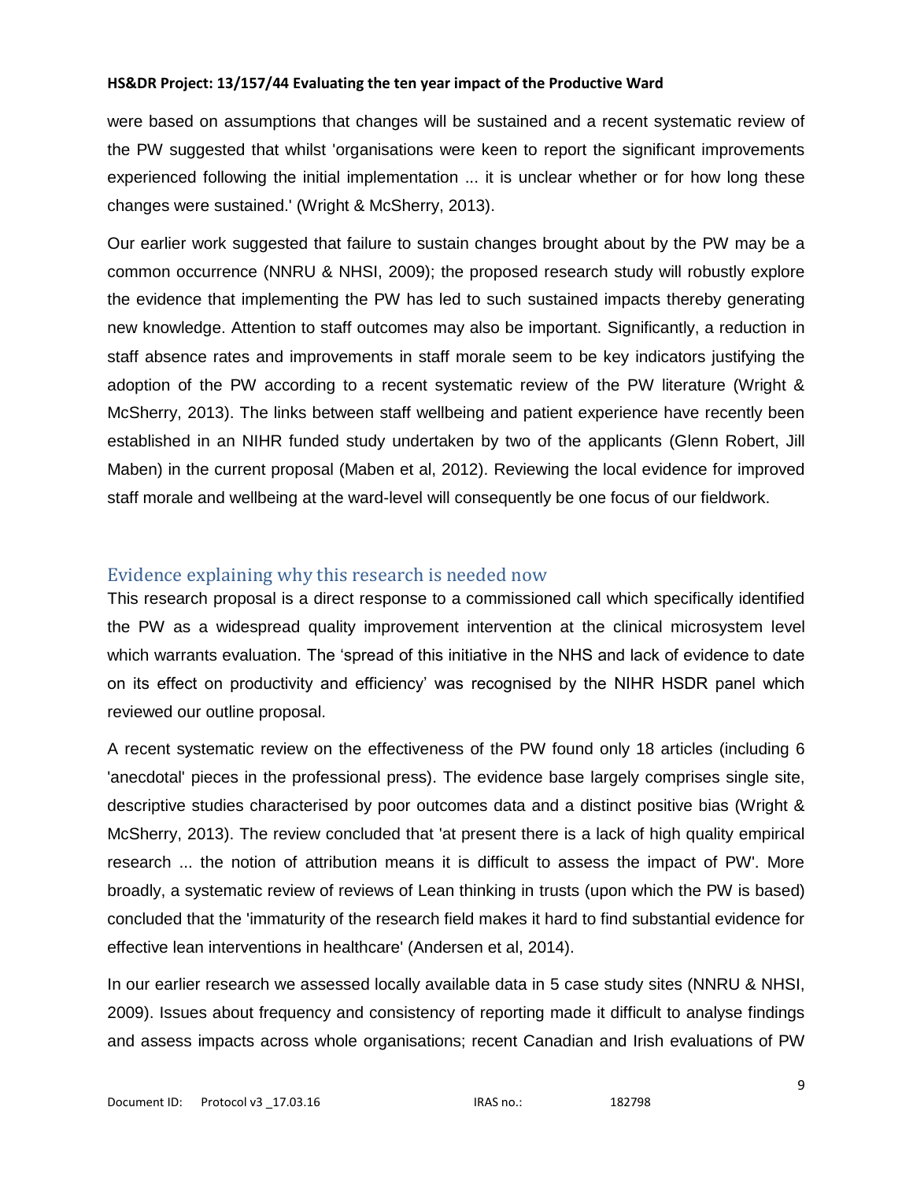were based on assumptions that changes will be sustained and a recent systematic review of the PW suggested that whilst 'organisations were keen to report the significant improvements experienced following the initial implementation ... it is unclear whether or for how long these changes were sustained.' (Wright & McSherry, 2013).

Our earlier work suggested that failure to sustain changes brought about by the PW may be a common occurrence (NNRU & NHSI, 2009); the proposed research study will robustly explore the evidence that implementing the PW has led to such sustained impacts thereby generating new knowledge. Attention to staff outcomes may also be important. Significantly, a reduction in staff absence rates and improvements in staff morale seem to be key indicators justifying the adoption of the PW according to a recent systematic review of the PW literature (Wright & McSherry, 2013). The links between staff wellbeing and patient experience have recently been established in an NIHR funded study undertaken by two of the applicants (Glenn Robert, Jill Maben) in the current proposal (Maben et al, 2012). Reviewing the local evidence for improved staff morale and wellbeing at the ward-level will consequently be one focus of our fieldwork.

## Evidence explaining why this research is needed now

This research proposal is a direct response to a commissioned call which specifically identified the PW as a widespread quality improvement intervention at the clinical microsystem level which warrants evaluation. The 'spread of this initiative in the NHS and lack of evidence to date on its effect on productivity and efficiency' was recognised by the NIHR HSDR panel which reviewed our outline proposal.

A recent systematic review on the effectiveness of the PW found only 18 articles (including 6 'anecdotal' pieces in the professional press). The evidence base largely comprises single site, descriptive studies characterised by poor outcomes data and a distinct positive bias (Wright & McSherry, 2013). The review concluded that 'at present there is a lack of high quality empirical research ... the notion of attribution means it is difficult to assess the impact of PW'. More broadly, a systematic review of reviews of Lean thinking in trusts (upon which the PW is based) concluded that the 'immaturity of the research field makes it hard to find substantial evidence for effective lean interventions in healthcare' (Andersen et al, 2014).

In our earlier research we assessed locally available data in 5 case study sites (NNRU & NHSI, 2009). Issues about frequency and consistency of reporting made it difficult to analyse findings and assess impacts across whole organisations; recent Canadian and Irish evaluations of PW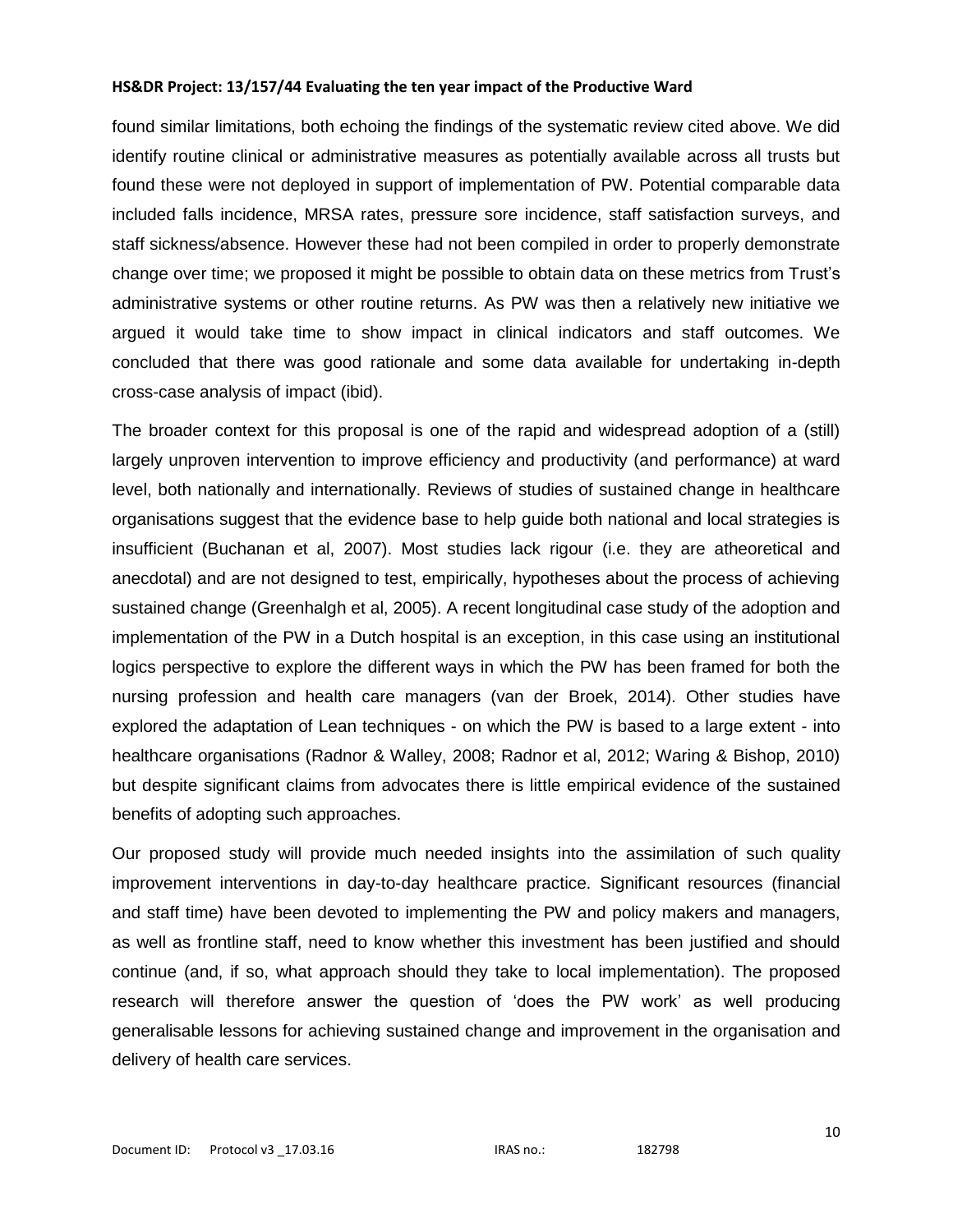found similar limitations, both echoing the findings of the systematic review cited above. We did identify routine clinical or administrative measures as potentially available across all trusts but found these were not deployed in support of implementation of PW. Potential comparable data included falls incidence, MRSA rates, pressure sore incidence, staff satisfaction surveys, and staff sickness/absence. However these had not been compiled in order to properly demonstrate change over time; we proposed it might be possible to obtain data on these metrics from Trust's administrative systems or other routine returns. As PW was then a relatively new initiative we argued it would take time to show impact in clinical indicators and staff outcomes. We concluded that there was good rationale and some data available for undertaking in-depth cross-case analysis of impact (ibid).

The broader context for this proposal is one of the rapid and widespread adoption of a (still) largely unproven intervention to improve efficiency and productivity (and performance) at ward level, both nationally and internationally. Reviews of studies of sustained change in healthcare organisations suggest that the evidence base to help guide both national and local strategies is insufficient (Buchanan et al, 2007). Most studies lack rigour (i.e. they are atheoretical and anecdotal) and are not designed to test, empirically, hypotheses about the process of achieving sustained change (Greenhalgh et al, 2005). A recent longitudinal case study of the adoption and implementation of the PW in a Dutch hospital is an exception, in this case using an institutional logics perspective to explore the different ways in which the PW has been framed for both the nursing profession and health care managers (van der Broek, 2014). Other studies have explored the adaptation of Lean techniques - on which the PW is based to a large extent - into healthcare organisations (Radnor & Walley, 2008; Radnor et al, 2012; Waring & Bishop, 2010) but despite significant claims from advocates there is little empirical evidence of the sustained benefits of adopting such approaches.

Our proposed study will provide much needed insights into the assimilation of such quality improvement interventions in day-to-day healthcare practice. Significant resources (financial and staff time) have been devoted to implementing the PW and policy makers and managers, as well as frontline staff, need to know whether this investment has been justified and should continue (and, if so, what approach should they take to local implementation). The proposed research will therefore answer the question of 'does the PW work' as well producing generalisable lessons for achieving sustained change and improvement in the organisation and delivery of health care services.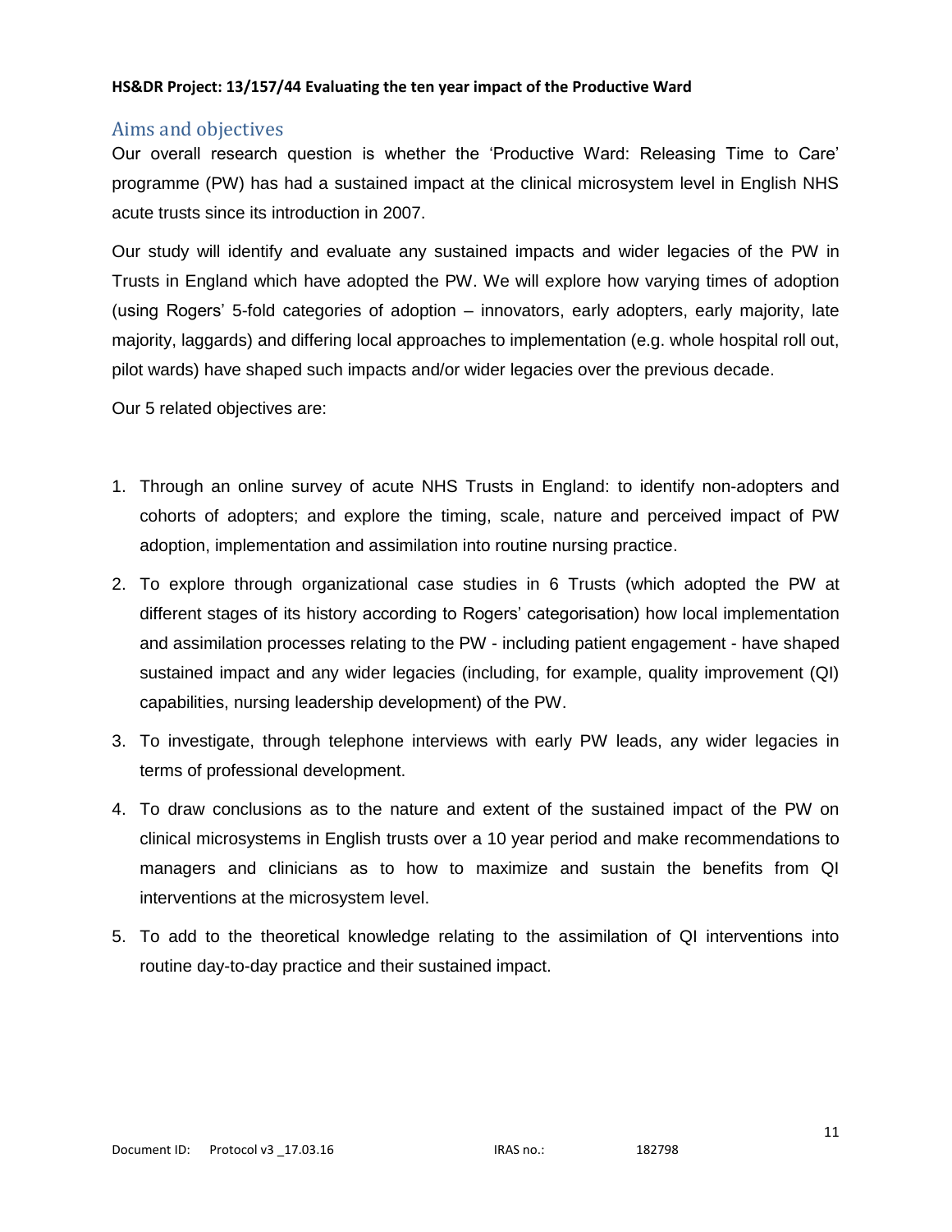## Aims and objectives

Our overall research question is whether the 'Productive Ward: Releasing Time to Care' programme (PW) has had a sustained impact at the clinical microsystem level in English NHS acute trusts since its introduction in 2007.

Our study will identify and evaluate any sustained impacts and wider legacies of the PW in Trusts in England which have adopted the PW. We will explore how varying times of adoption (using Rogers' 5-fold categories of adoption – innovators, early adopters, early majority, late majority, laggards) and differing local approaches to implementation (e.g. whole hospital roll out, pilot wards) have shaped such impacts and/or wider legacies over the previous decade.

Our 5 related objectives are:

1. Through an online survey of acute NHS Trusts in England: to identify non-adopters and cohorts of adopters; and explore the timing, scale, nature and perceived impact of PW adoption, implementation and assimilation into routine nursing practice.
2. To explore through organizational case studies in 6 Trusts (which adopted the PW at different stages of its history according to Rogers' categorisation) how local implementation and assimilation processes relating to the PW - including patient engagement - have shaped sustained impact and any wider legacies (including, for example, quality improvement (QI) capabilities, nursing leadership development) of the PW.
3. To investigate, through telephone interviews with early PW leads, any wider legacies in terms of professional development.
4. To draw conclusions as to the nature and extent of the sustained impact of the PW on clinical microsystems in English trusts over a 10 year period and make recommendations to managers and clinicians as to how to maximize and sustain the benefits from QI interventions at the microsystem level.
5. To add to the theoretical knowledge relating to the assimilation of QI interventions into routine day-to-day practice and their sustained impact.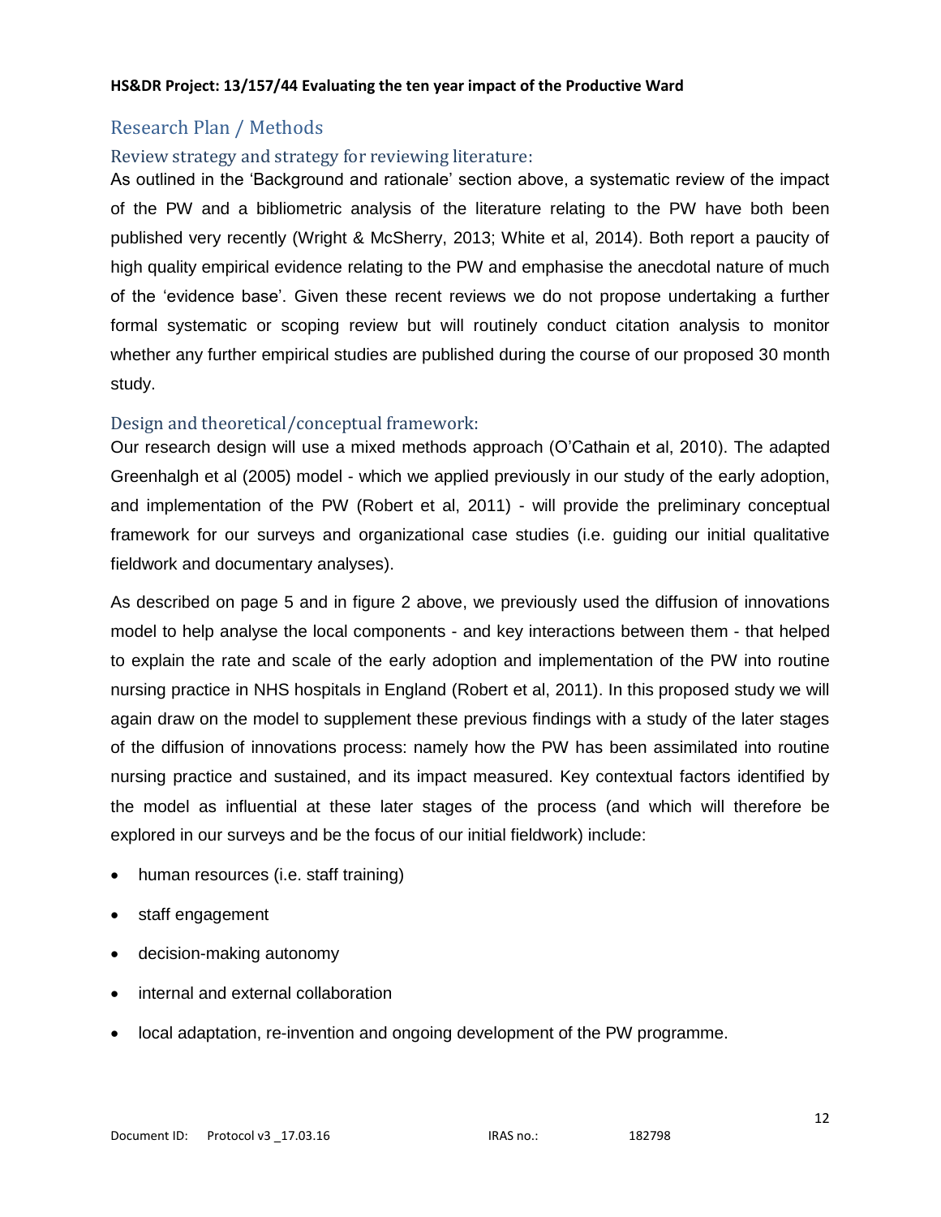## Research Plan / Methods

### Review strategy and strategy for reviewing literature:

As outlined in the 'Background and rationale' section above, a systematic review of the impact of the PW and a bibliometric analysis of the literature relating to the PW have both been published very recently (Wright & McSherry, 2013; White et al, 2014). Both report a paucity of high quality empirical evidence relating to the PW and emphasise the anecdotal nature of much of the 'evidence base'. Given these recent reviews we do not propose undertaking a further formal systematic or scoping review but will routinely conduct citation analysis to monitor whether any further empirical studies are published during the course of our proposed 30 month study.

### Design and theoretical/conceptual framework:

Our research design will use a mixed methods approach (O'Cathain et al, 2010). The adapted Greenhalgh et al (2005) model - which we applied previously in our study of the early adoption, and implementation of the PW (Robert et al, 2011) - will provide the preliminary conceptual framework for our surveys and organizational case studies (i.e. guiding our initial qualitative fieldwork and documentary analyses).

As described on page 5 and in figure 2 above, we previously used the diffusion of innovations model to help analyse the local components - and key interactions between them - that helped to explain the rate and scale of the early adoption and implementation of the PW into routine nursing practice in NHS hospitals in England (Robert et al, 2011). In this proposed study we will again draw on the model to supplement these previous findings with a study of the later stages of the diffusion of innovations process: namely how the PW has been assimilated into routine nursing practice and sustained, and its impact measured. Key contextual factors identified by the model as influential at these later stages of the process (and which will therefore be explored in our surveys and be the focus of our initial fieldwork) include:

- human resources (i.e. staff training)
- staff engagement
- decision-making autonomy
- internal and external collaboration
- local adaptation, re-invention and ongoing development of the PW programme.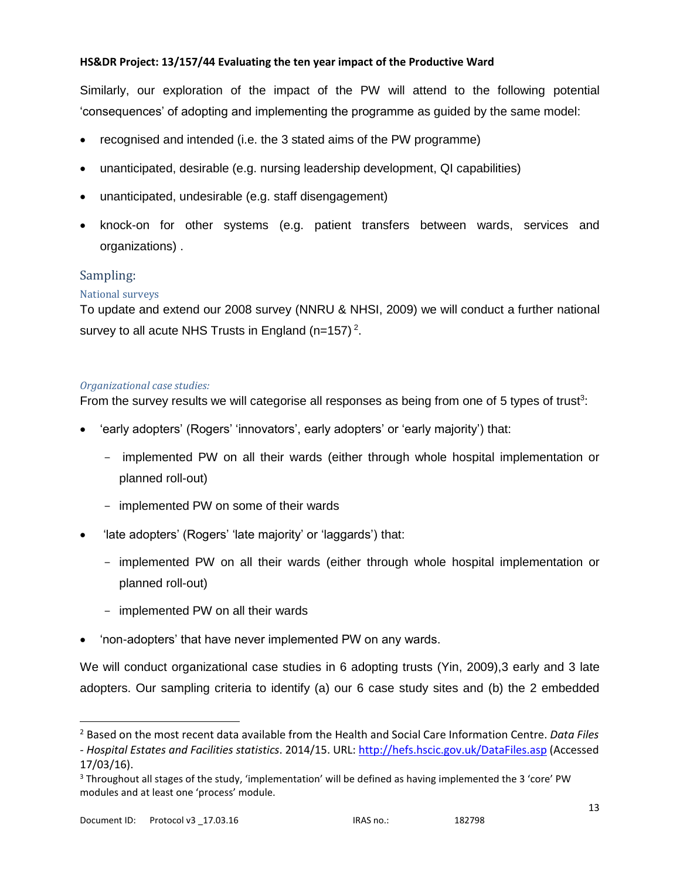Similarly, our exploration of the impact of the PW will attend to the following potential 'consequences' of adopting and implementing the programme as guided by the same model:

- recognised and intended (i.e. the 3 stated aims of the PW programme)
- unanticipated, desirable (e.g. nursing leadership development, QI capabilities)
- unanticipated, undesirable (e.g. staff disengagement)
- knock-on for other systems (e.g. patient transfers between wards, services and organizations) .

## Sampling:

### National surveys

To update and extend our 2008 survey (NNRU & NHSI, 2009) we will conduct a further national survey to all acute NHS Trusts in England (n=157) [2].

### *Organizational case studies:*

From the survey results we will categorise all responses as being from one of 5 types of trust[3]:

- 'early adopters' (Rogers' 'innovators', early adopters' or 'early majority') that:
  - implemented PW on all their wards (either through whole hospital implementation or planned roll-out)
  - implemented PW on some of their wards
- 'late adopters' (Rogers' 'late majority' or 'laggards') that:
  - implemented PW on all their wards (either through whole hospital implementation or planned roll-out)
  - implemented PW on all their wards
- 'non-adopters' that have never implemented PW on any wards.

We will conduct organizational case studies in 6 adopting trusts (Yin, 2009),3 early and 3 late adopters. Our sampling criteria to identify (a) our 6 case study sites and (b) the 2 embedded

---

[2] Based on the most recent data available from the Health and Social Care Information Centre. *Data Files - Hospital Estates and Facilities statistics*. 2014/15. URL: http://hefs.hscic.gov.uk/DataFiles.asp (Accessed 17/03/16).

[3] Throughout all stages of the study, 'implementation' will be defined as having implemented the 3 'core' PW modules and at least one 'process' module.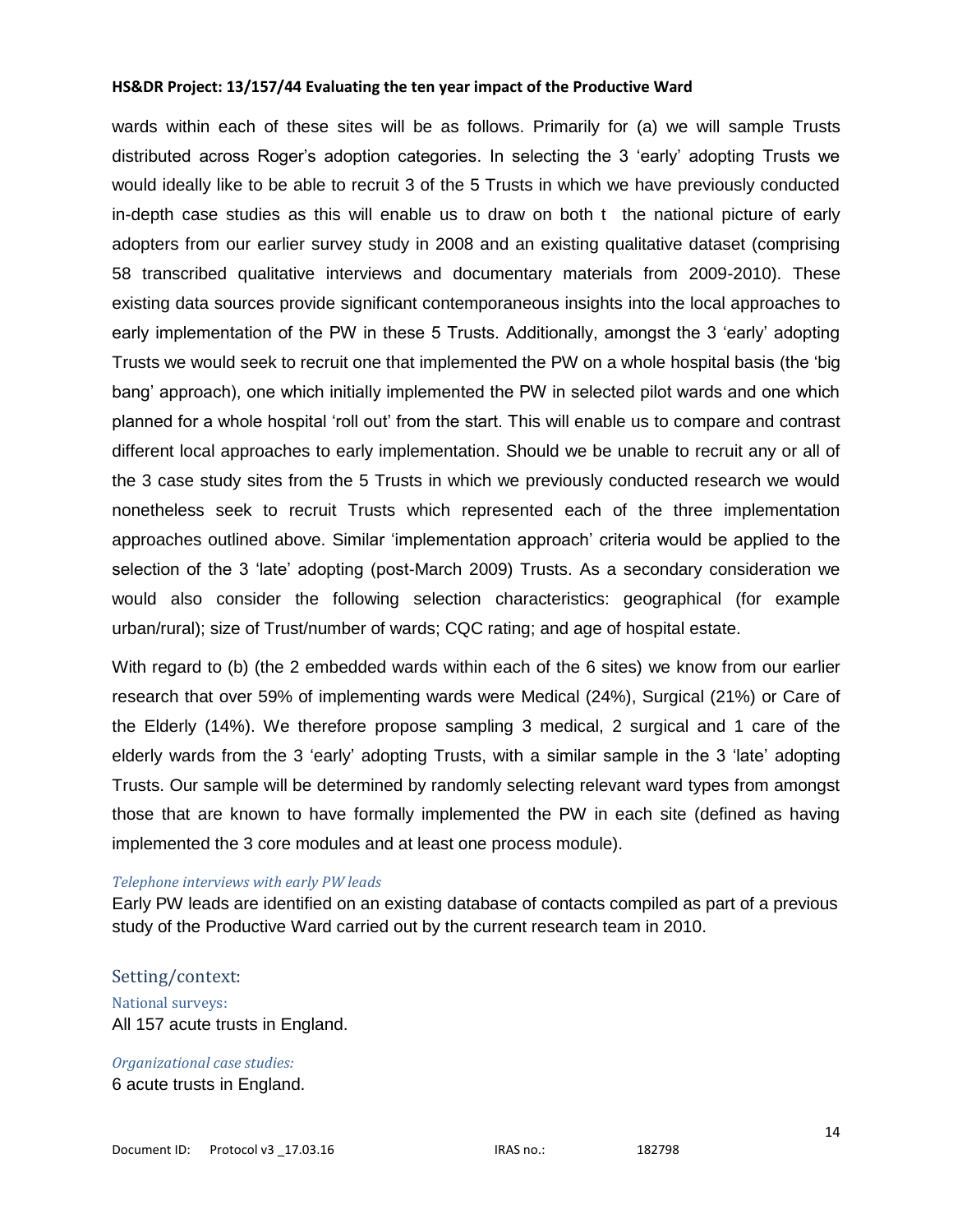wards within each of these sites will be as follows. Primarily for (a) we will sample Trusts distributed across Roger's adoption categories. In selecting the 3 'early' adopting Trusts we would ideally like to be able to recruit 3 of the 5 Trusts in which we have previously conducted in-depth case studies as this will enable us to draw on both t the national picture of early adopters from our earlier survey study in 2008 and an existing qualitative dataset (comprising 58 transcribed qualitative interviews and documentary materials from 2009-2010). These existing data sources provide significant contemporaneous insights into the local approaches to early implementation of the PW in these 5 Trusts. Additionally, amongst the 3 'early' adopting Trusts we would seek to recruit one that implemented the PW on a whole hospital basis (the 'big bang' approach), one which initially implemented the PW in selected pilot wards and one which planned for a whole hospital 'roll out' from the start. This will enable us to compare and contrast different local approaches to early implementation. Should we be unable to recruit any or all of the 3 case study sites from the 5 Trusts in which we previously conducted research we would nonetheless seek to recruit Trusts which represented each of the three implementation approaches outlined above. Similar 'implementation approach' criteria would be applied to the selection of the 3 'late' adopting (post-March 2009) Trusts. As a secondary consideration we would also consider the following selection characteristics: geographical (for example urban/rural); size of Trust/number of wards; CQC rating; and age of hospital estate.

With regard to (b) (the 2 embedded wards within each of the 6 sites) we know from our earlier research that over 59% of implementing wards were Medical (24%), Surgical (21%) or Care of the Elderly (14%). We therefore propose sampling 3 medical, 2 surgical and 1 care of the elderly wards from the 3 'early' adopting Trusts, with a similar sample in the 3 'late' adopting Trusts. Our sample will be determined by randomly selecting relevant ward types from amongst those that are known to have formally implemented the PW in each site (defined as having implemented the 3 core modules and at least one process module).

*Telephone interviews with early PW leads*

Early PW leads are identified on an existing database of contacts compiled as part of a previous study of the Productive Ward carried out by the current research team in 2010.

## Setting/context:

### National surveys:

All 157 acute trusts in England.

*Organizational case studies:*

6 acute trusts in England.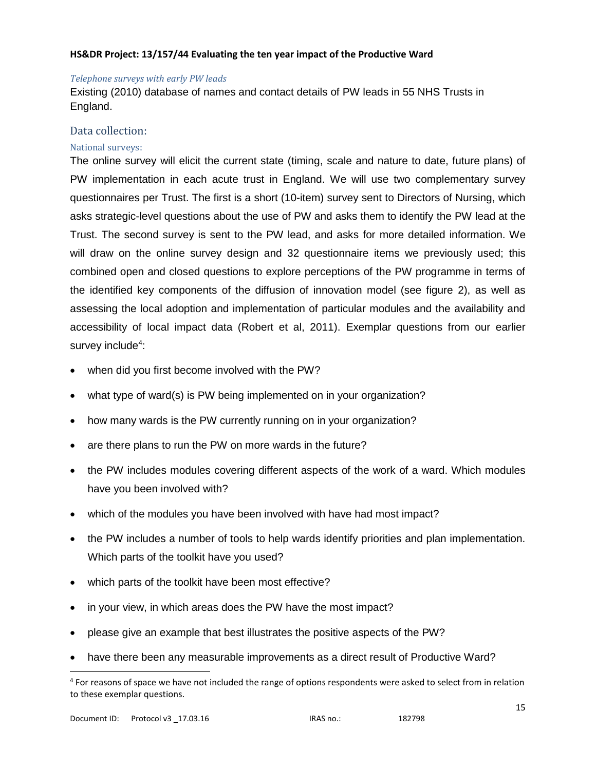*Telephone surveys with early PW leads*

Existing (2010) database of names and contact details of PW leads in 55 NHS Trusts in England.

### Data collection:

#### National surveys:

The online survey will elicit the current state (timing, scale and nature to date, future plans) of PW implementation in each acute trust in England. We will use two complementary survey questionnaires per Trust. The first is a short (10-item) survey sent to Directors of Nursing, which asks strategic-level questions about the use of PW and asks them to identify the PW lead at the Trust. The second survey is sent to the PW lead, and asks for more detailed information. We will draw on the online survey design and 32 questionnaire items we previously used; this combined open and closed questions to explore perceptions of the PW programme in terms of the identified key components of the diffusion of innovation model (see figure 2), as well as assessing the local adoption and implementation of particular modules and the availability and accessibility of local impact data (Robert et al, 2011). Exemplar questions from our earlier survey include[4]:

- when did you first become involved with the PW?
- what type of ward(s) is PW being implemented on in your organization?
- how many wards is the PW currently running on in your organization?
- are there plans to run the PW on more wards in the future?
- the PW includes modules covering different aspects of the work of a ward. Which modules have you been involved with?
- which of the modules you have been involved with have had most impact?
- the PW includes a number of tools to help wards identify priorities and plan implementation. Which parts of the toolkit have you used?
- which parts of the toolkit have been most effective?
- in your view, in which areas does the PW have the most impact?
- please give an example that best illustrates the positive aspects of the PW?
- have there been any measurable improvements as a direct result of Productive Ward?

[4] For reasons of space we have not included the range of options respondents were asked to select from in relation to these exemplar questions.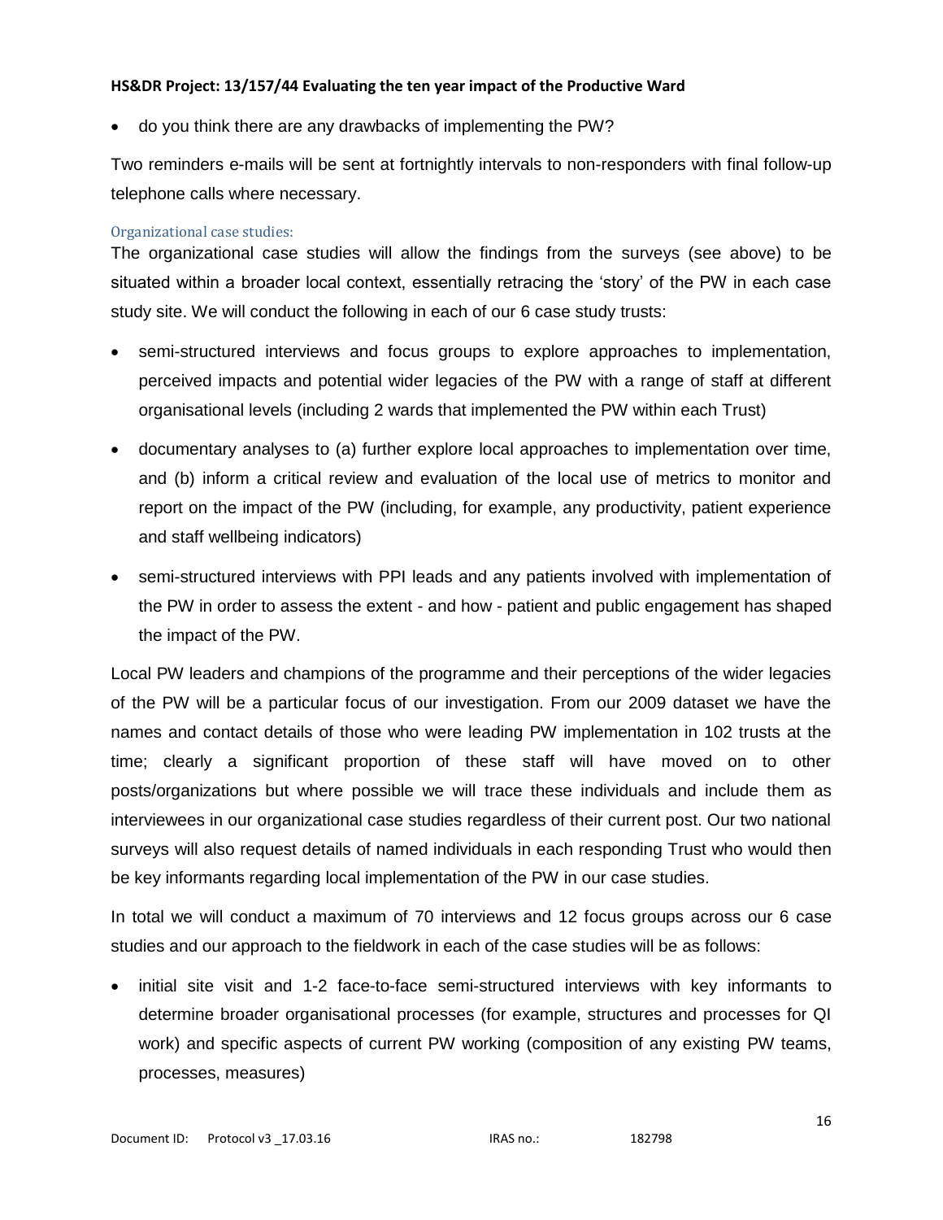- do you think there are any drawbacks of implementing the PW?

Two reminders e-mails will be sent at fortnightly intervals to non-responders with final follow-up telephone calls where necessary.

### Organizational case studies:

The organizational case studies will allow the findings from the surveys (see above) to be situated within a broader local context, essentially retracing the 'story' of the PW in each case study site. We will conduct the following in each of our 6 case study trusts:

- semi-structured interviews and focus groups to explore approaches to implementation, perceived impacts and potential wider legacies of the PW with a range of staff at different organisational levels (including 2 wards that implemented the PW within each Trust)
- documentary analyses to (a) further explore local approaches to implementation over time, and (b) inform a critical review and evaluation of the local use of metrics to monitor and report on the impact of the PW (including, for example, any productivity, patient experience and staff wellbeing indicators)
- semi-structured interviews with PPI leads and any patients involved with implementation of the PW in order to assess the extent - and how - patient and public engagement has shaped the impact of the PW.

Local PW leaders and champions of the programme and their perceptions of the wider legacies of the PW will be a particular focus of our investigation. From our 2009 dataset we have the names and contact details of those who were leading PW implementation in 102 trusts at the time; clearly a significant proportion of these staff will have moved on to other posts/organizations but where possible we will trace these individuals and include them as interviewees in our organizational case studies regardless of their current post. Our two national surveys will also request details of named individuals in each responding Trust who would then be key informants regarding local implementation of the PW in our case studies.

In total we will conduct a maximum of 70 interviews and 12 focus groups across our 6 case studies and our approach to the fieldwork in each of the case studies will be as follows:

- initial site visit and 1-2 face-to-face semi-structured interviews with key informants to determine broader organisational processes (for example, structures and processes for QI work) and specific aspects of current PW working (composition of any existing PW teams, processes, measures)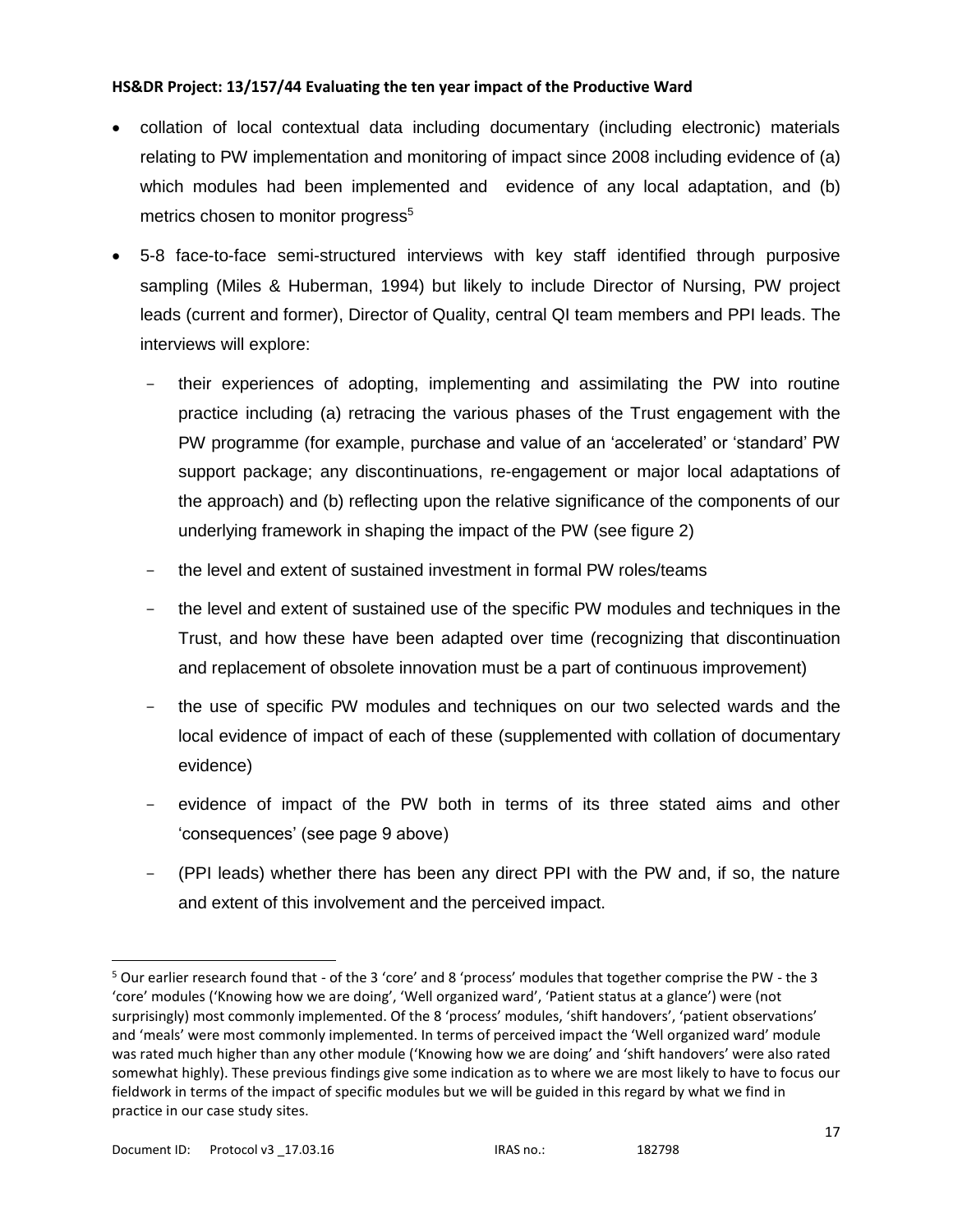- collation of local contextual data including documentary (including electronic) materials relating to PW implementation and monitoring of impact since 2008 including evidence of (a) which modules had been implemented and evidence of any local adaptation, and (b) metrics chosen to monitor progress[5]
- 5-8 face-to-face semi-structured interviews with key staff identified through purposive sampling (Miles & Huberman, 1994) but likely to include Director of Nursing, PW project leads (current and former), Director of Quality, central QI team members and PPI leads. The interviews will explore:
  - their experiences of adopting, implementing and assimilating the PW into routine practice including (a) retracing the various phases of the Trust engagement with the PW programme (for example, purchase and value of an 'accelerated' or 'standard' PW support package; any discontinuations, re-engagement or major local adaptations of the approach) and (b) reflecting upon the relative significance of the components of our underlying framework in shaping the impact of the PW (see figure 2)
  - the level and extent of sustained investment in formal PW roles/teams
  - the level and extent of sustained use of the specific PW modules and techniques in the Trust, and how these have been adapted over time (recognizing that discontinuation and replacement of obsolete innovation must be a part of continuous improvement)
  - the use of specific PW modules and techniques on our two selected wards and the local evidence of impact of each of these (supplemented with collation of documentary evidence)
  - evidence of impact of the PW both in terms of its three stated aims and other 'consequences' (see page 9 above)
  - (PPI leads) whether there has been any direct PPI with the PW and, if so, the nature and extent of this involvement and the perceived impact.

---

[5] Our earlier research found that - of the 3 'core' and 8 'process' modules that together comprise the PW - the 3 'core' modules ('Knowing how we are doing', 'Well organized ward', 'Patient status at a glance') were (not surprisingly) most commonly implemented. Of the 8 'process' modules, 'shift handovers', 'patient observations' and 'meals' were most commonly implemented. In terms of perceived impact the 'Well organized ward' module was rated much higher than any other module ('Knowing how we are doing' and 'shift handovers' were also rated somewhat highly). These previous findings give some indication as to where we are most likely to have to focus our fieldwork in terms of the impact of specific modules but we will be guided in this regard by what we find in practice in our case study sites.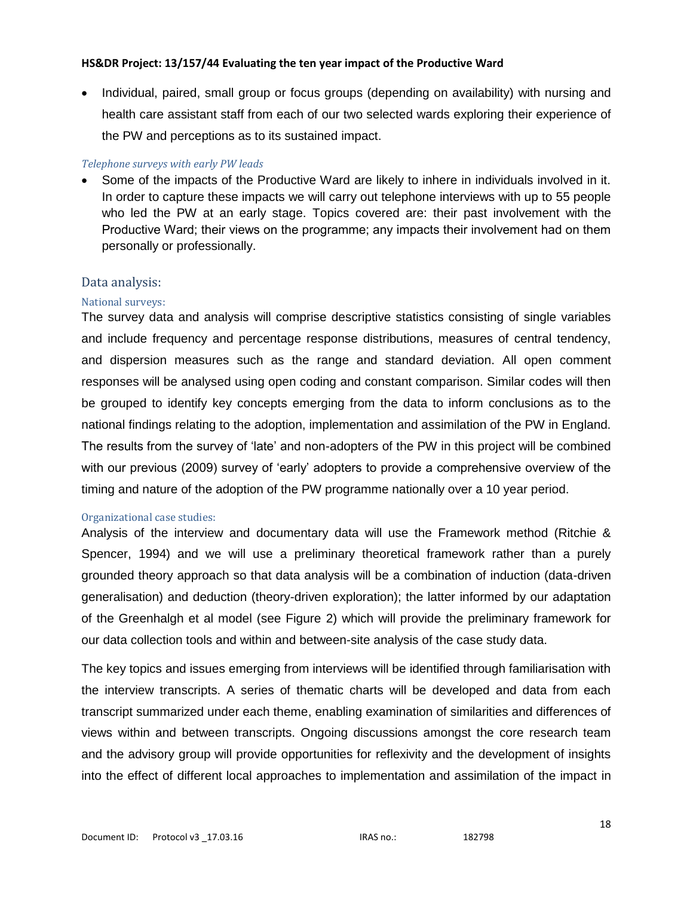- Individual, paired, small group or focus groups (depending on availability) with nursing and health care assistant staff from each of our two selected wards exploring their experience of the PW and perceptions as to its sustained impact.

*Telephone surveys with early PW leads*

- Some of the impacts of the Productive Ward are likely to inhere in individuals involved in it. In order to capture these impacts we will carry out telephone interviews with up to 55 people who led the PW at an early stage. Topics covered are: their past involvement with the Productive Ward; their views on the programme; any impacts their involvement had on them personally or professionally.

## Data analysis:

### National surveys:

The survey data and analysis will comprise descriptive statistics consisting of single variables and include frequency and percentage response distributions, measures of central tendency, and dispersion measures such as the range and standard deviation. All open comment responses will be analysed using open coding and constant comparison. Similar codes will then be grouped to identify key concepts emerging from the data to inform conclusions as to the national findings relating to the adoption, implementation and assimilation of the PW in England. The results from the survey of 'late' and non-adopters of the PW in this project will be combined with our previous (2009) survey of 'early' adopters to provide a comprehensive overview of the timing and nature of the adoption of the PW programme nationally over a 10 year period.

### Organizational case studies:

Analysis of the interview and documentary data will use the Framework method (Ritchie & Spencer, 1994) and we will use a preliminary theoretical framework rather than a purely grounded theory approach so that data analysis will be a combination of induction (data-driven generalisation) and deduction (theory-driven exploration); the latter informed by our adaptation of the Greenhalgh et al model (see Figure 2) which will provide the preliminary framework for our data collection tools and within and between-site analysis of the case study data.

The key topics and issues emerging from interviews will be identified through familiarisation with the interview transcripts. A series of thematic charts will be developed and data from each transcript summarized under each theme, enabling examination of similarities and differences of views within and between transcripts. Ongoing discussions amongst the core research team and the advisory group will provide opportunities for reflexivity and the development of insights into the effect of different local approaches to implementation and assimilation of the impact in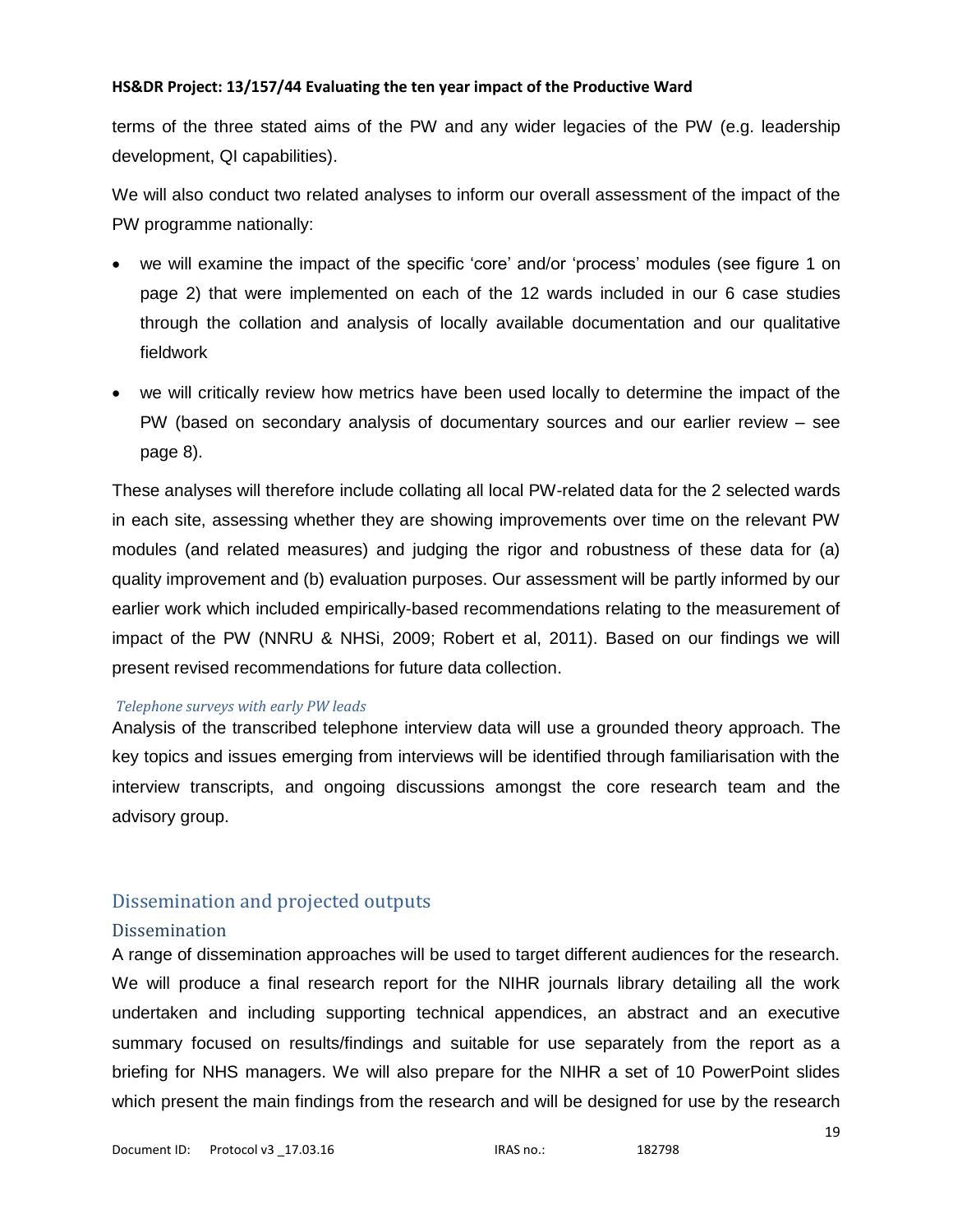terms of the three stated aims of the PW and any wider legacies of the PW (e.g. leadership development, QI capabilities).

We will also conduct two related analyses to inform our overall assessment of the impact of the PW programme nationally:

- we will examine the impact of the specific 'core' and/or 'process' modules (see figure 1 on page 2) that were implemented on each of the 12 wards included in our 6 case studies through the collation and analysis of locally available documentation and our qualitative fieldwork
- we will critically review how metrics have been used locally to determine the impact of the PW (based on secondary analysis of documentary sources and our earlier review – see page 8).

These analyses will therefore include collating all local PW-related data for the 2 selected wards in each site, assessing whether they are showing improvements over time on the relevant PW modules (and related measures) and judging the rigor and robustness of these data for (a) quality improvement and (b) evaluation purposes. Our assessment will be partly informed by our earlier work which included empirically-based recommendations relating to the measurement of impact of the PW (NNRU & NHSi, 2009; Robert et al, 2011). Based on our findings we will present revised recommendations for future data collection.

*Telephone surveys with early PW leads*

Analysis of the transcribed telephone interview data will use a grounded theory approach. The key topics and issues emerging from interviews will be identified through familiarisation with the interview transcripts, and ongoing discussions amongst the core research team and the advisory group.

## Dissemination and projected outputs

### Dissemination

A range of dissemination approaches will be used to target different audiences for the research. We will produce a final research report for the NIHR journals library detailing all the work undertaken and including supporting technical appendices, an abstract and an executive summary focused on results/findings and suitable for use separately from the report as a briefing for NHS managers. We will also prepare for the NIHR a set of 10 PowerPoint slides which present the main findings from the research and will be designed for use by the research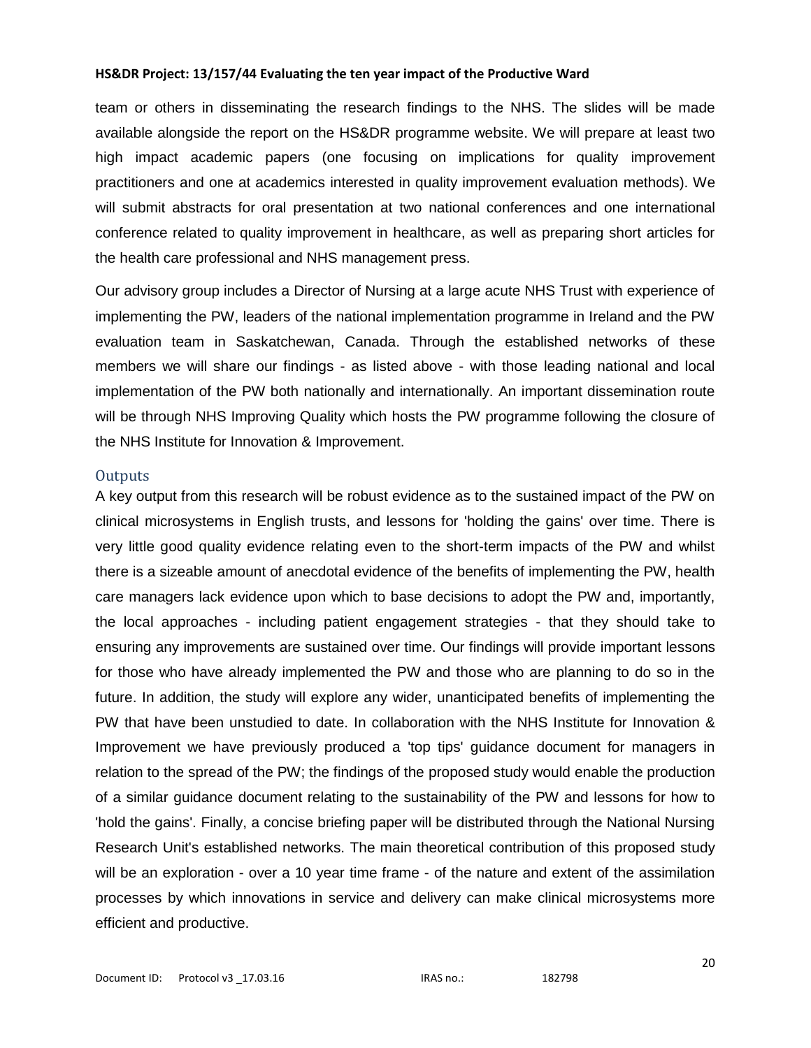team or others in disseminating the research findings to the NHS. The slides will be made available alongside the report on the HS&DR programme website. We will prepare at least two high impact academic papers (one focusing on implications for quality improvement practitioners and one at academics interested in quality improvement evaluation methods). We will submit abstracts for oral presentation at two national conferences and one international conference related to quality improvement in healthcare, as well as preparing short articles for the health care professional and NHS management press.

Our advisory group includes a Director of Nursing at a large acute NHS Trust with experience of implementing the PW, leaders of the national implementation programme in Ireland and the PW evaluation team in Saskatchewan, Canada. Through the established networks of these members we will share our findings - as listed above - with those leading national and local implementation of the PW both nationally and internationally. An important dissemination route will be through NHS Improving Quality which hosts the PW programme following the closure of the NHS Institute for Innovation & Improvement.

## Outputs

A key output from this research will be robust evidence as to the sustained impact of the PW on clinical microsystems in English trusts, and lessons for 'holding the gains' over time. There is very little good quality evidence relating even to the short-term impacts of the PW and whilst there is a sizeable amount of anecdotal evidence of the benefits of implementing the PW, health care managers lack evidence upon which to base decisions to adopt the PW and, importantly, the local approaches - including patient engagement strategies - that they should take to ensuring any improvements are sustained over time. Our findings will provide important lessons for those who have already implemented the PW and those who are planning to do so in the future. In addition, the study will explore any wider, unanticipated benefits of implementing the PW that have been unstudied to date. In collaboration with the NHS Institute for Innovation & Improvement we have previously produced a 'top tips' guidance document for managers in relation to the spread of the PW; the findings of the proposed study would enable the production of a similar guidance document relating to the sustainability of the PW and lessons for how to 'hold the gains'. Finally, a concise briefing paper will be distributed through the National Nursing Research Unit's established networks. The main theoretical contribution of this proposed study will be an exploration - over a 10 year time frame - of the nature and extent of the assimilation processes by which innovations in service and delivery can make clinical microsystems more efficient and productive.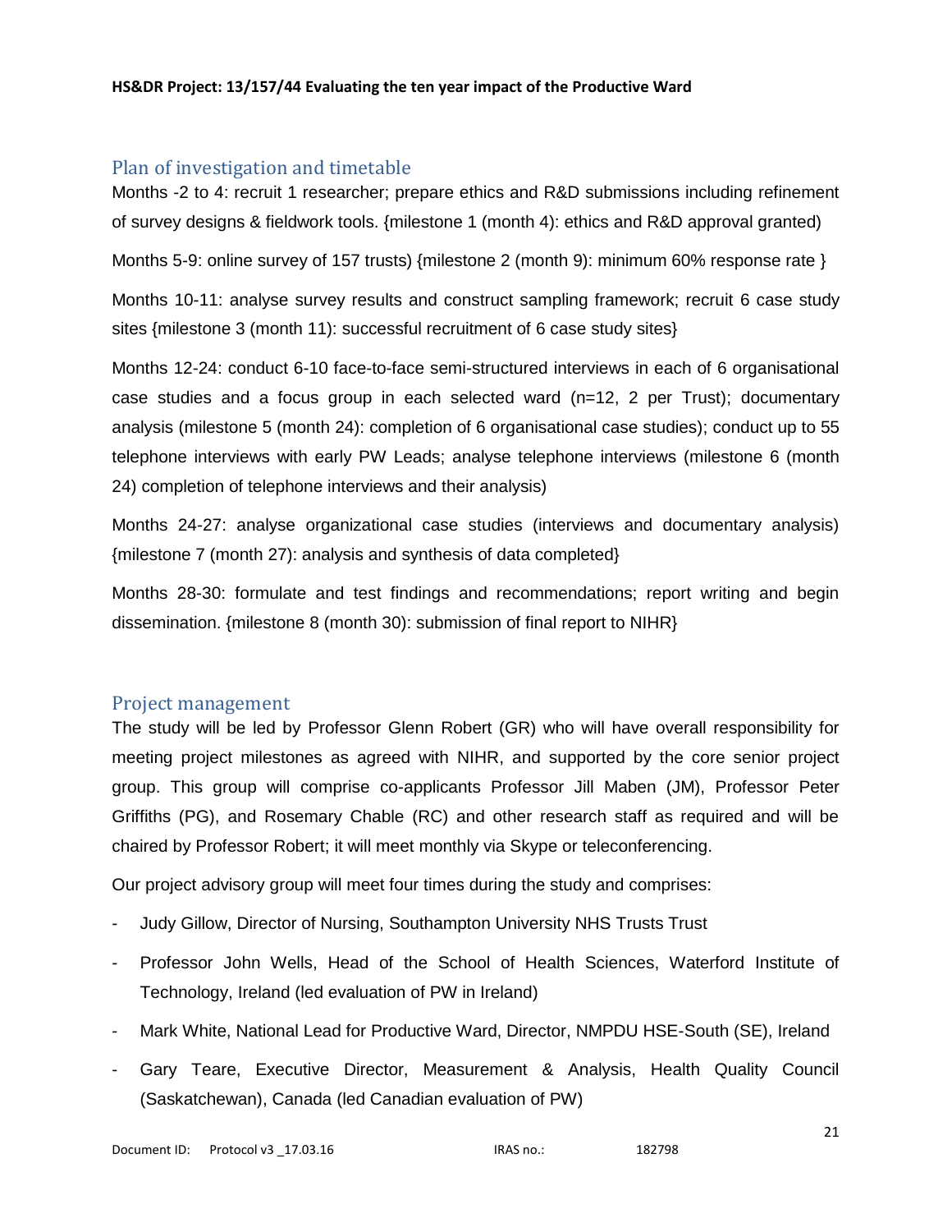## Plan of investigation and timetable

Months -2 to 4: recruit 1 researcher; prepare ethics and R&D submissions including refinement of survey designs & fieldwork tools. {milestone 1 (month 4): ethics and R&D approval granted)

Months 5-9: online survey of 157 trusts) {milestone 2 (month 9): minimum 60% response rate }

Months 10-11: analyse survey results and construct sampling framework; recruit 6 case study sites {milestone 3 (month 11): successful recruitment of 6 case study sites}

Months 12-24: conduct 6-10 face-to-face semi-structured interviews in each of 6 organisational case studies and a focus group in each selected ward (n=12, 2 per Trust); documentary analysis (milestone 5 (month 24): completion of 6 organisational case studies); conduct up to 55 telephone interviews with early PW Leads; analyse telephone interviews (milestone 6 (month 24) completion of telephone interviews and their analysis)

Months 24-27: analyse organizational case studies (interviews and documentary analysis) {milestone 7 (month 27): analysis and synthesis of data completed}

Months 28-30: formulate and test findings and recommendations; report writing and begin dissemination. {milestone 8 (month 30): submission of final report to NIHR}

## Project management

The study will be led by Professor Glenn Robert (GR) who will have overall responsibility for meeting project milestones as agreed with NIHR, and supported by the core senior project group. This group will comprise co-applicants Professor Jill Maben (JM), Professor Peter Griffiths (PG), and Rosemary Chable (RC) and other research staff as required and will be chaired by Professor Robert; it will meet monthly via Skype or teleconferencing.

Our project advisory group will meet four times during the study and comprises:

- Judy Gillow, Director of Nursing, Southampton University NHS Trusts Trust
- Professor John Wells, Head of the School of Health Sciences, Waterford Institute of Technology, Ireland (led evaluation of PW in Ireland)
- Mark White, National Lead for Productive Ward, Director, NMPDU HSE-South (SE), Ireland
- Gary Teare, Executive Director, Measurement & Analysis, Health Quality Council (Saskatchewan), Canada (led Canadian evaluation of PW)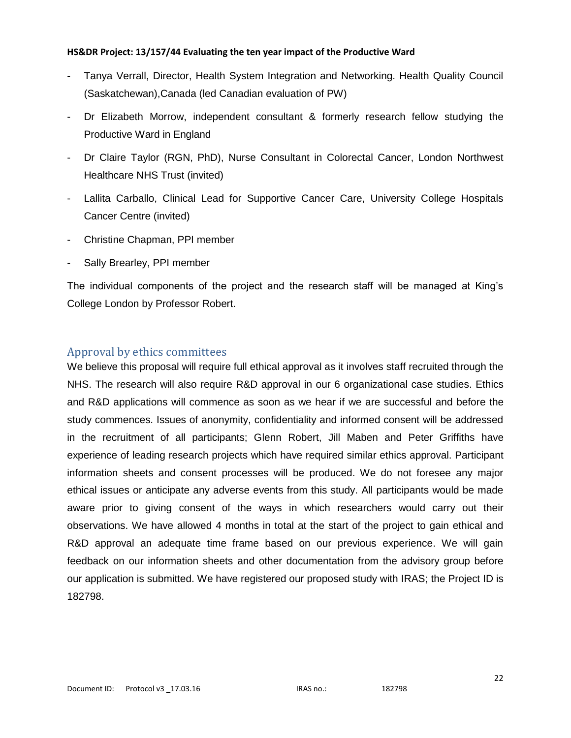- Tanya Verrall, Director, Health System Integration and Networking. Health Quality Council (Saskatchewan),Canada (led Canadian evaluation of PW)
- Dr Elizabeth Morrow, independent consultant & formerly research fellow studying the Productive Ward in England
- Dr Claire Taylor (RGN, PhD), Nurse Consultant in Colorectal Cancer, London Northwest Healthcare NHS Trust (invited)
- Lallita Carballo, Clinical Lead for Supportive Cancer Care, University College Hospitals Cancer Centre (invited)
- Christine Chapman, PPI member
- Sally Brearley, PPI member

The individual components of the project and the research staff will be managed at King's College London by Professor Robert.

## Approval by ethics committees

We believe this proposal will require full ethical approval as it involves staff recruited through the NHS. The research will also require R&D approval in our 6 organizational case studies. Ethics and R&D applications will commence as soon as we hear if we are successful and before the study commences. Issues of anonymity, confidentiality and informed consent will be addressed in the recruitment of all participants; Glenn Robert, Jill Maben and Peter Griffiths have experience of leading research projects which have required similar ethics approval. Participant information sheets and consent processes will be produced. We do not foresee any major ethical issues or anticipate any adverse events from this study. All participants would be made aware prior to giving consent of the ways in which researchers would carry out their observations. We have allowed 4 months in total at the start of the project to gain ethical and R&D approval an adequate time frame based on our previous experience. We will gain feedback on our information sheets and other documentation from the advisory group before our application is submitted. We have registered our proposed study with IRAS; the Project ID is 182798.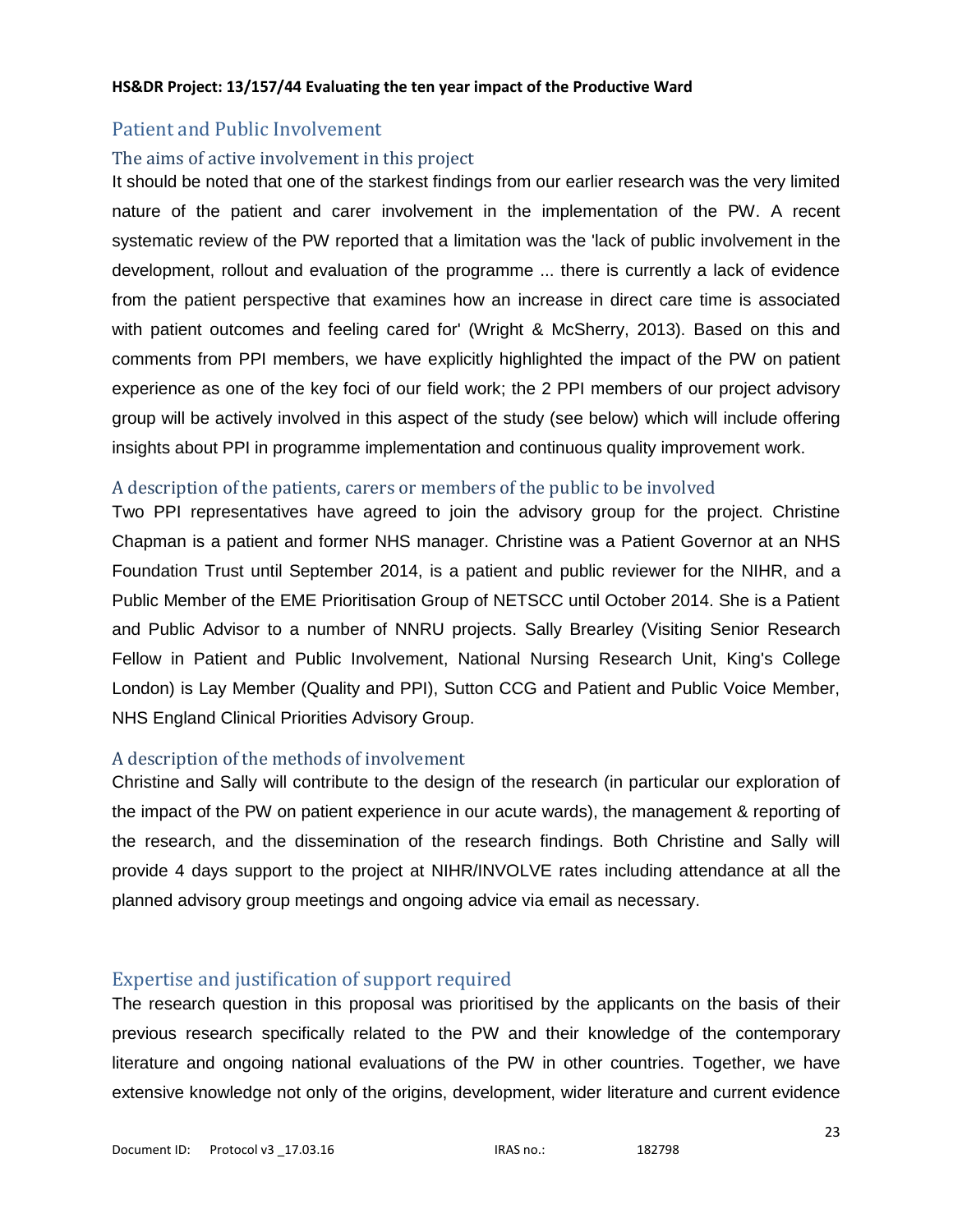## Patient and Public Involvement

### The aims of active involvement in this project

It should be noted that one of the starkest findings from our earlier research was the very limited nature of the patient and carer involvement in the implementation of the PW. A recent systematic review of the PW reported that a limitation was the 'lack of public involvement in the development, rollout and evaluation of the programme ... there is currently a lack of evidence from the patient perspective that examines how an increase in direct care time is associated with patient outcomes and feeling cared for' (Wright & McSherry, 2013). Based on this and comments from PPI members, we have explicitly highlighted the impact of the PW on patient experience as one of the key foci of our field work; the 2 PPI members of our project advisory group will be actively involved in this aspect of the study (see below) which will include offering insights about PPI in programme implementation and continuous quality improvement work.

### A description of the patients, carers or members of the public to be involved

Two PPI representatives have agreed to join the advisory group for the project. Christine Chapman is a patient and former NHS manager. Christine was a Patient Governor at an NHS Foundation Trust until September 2014, is a patient and public reviewer for the NIHR, and a Public Member of the EME Prioritisation Group of NETSCC until October 2014. She is a Patient and Public Advisor to a number of NNRU projects. Sally Brearley (Visiting Senior Research Fellow in Patient and Public Involvement, National Nursing Research Unit, King's College London) is Lay Member (Quality and PPI), Sutton CCG and Patient and Public Voice Member, NHS England Clinical Priorities Advisory Group.

### A description of the methods of involvement

Christine and Sally will contribute to the design of the research (in particular our exploration of the impact of the PW on patient experience in our acute wards), the management & reporting of the research, and the dissemination of the research findings. Both Christine and Sally will provide 4 days support to the project at NIHR/INVOLVE rates including attendance at all the planned advisory group meetings and ongoing advice via email as necessary.

## Expertise and justification of support required

The research question in this proposal was prioritised by the applicants on the basis of their previous research specifically related to the PW and their knowledge of the contemporary literature and ongoing national evaluations of the PW in other countries. Together, we have extensive knowledge not only of the origins, development, wider literature and current evidence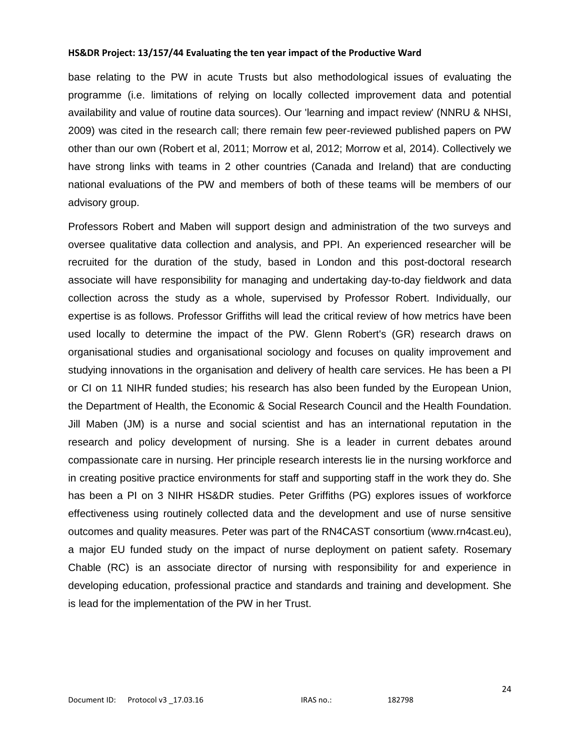base relating to the PW in acute Trusts but also methodological issues of evaluating the programme (i.e. limitations of relying on locally collected improvement data and potential availability and value of routine data sources). Our 'learning and impact review' (NNRU & NHSI, 2009) was cited in the research call; there remain few peer-reviewed published papers on PW other than our own (Robert et al, 2011; Morrow et al, 2012; Morrow et al, 2014). Collectively we have strong links with teams in 2 other countries (Canada and Ireland) that are conducting national evaluations of the PW and members of both of these teams will be members of our advisory group.

Professors Robert and Maben will support design and administration of the two surveys and oversee qualitative data collection and analysis, and PPI. An experienced researcher will be recruited for the duration of the study, based in London and this post-doctoral research associate will have responsibility for managing and undertaking day-to-day fieldwork and data collection across the study as a whole, supervised by Professor Robert. Individually, our expertise is as follows. Professor Griffiths will lead the critical review of how metrics have been used locally to determine the impact of the PW. Glenn Robert's (GR) research draws on organisational studies and organisational sociology and focuses on quality improvement and studying innovations in the organisation and delivery of health care services. He has been a PI or CI on 11 NIHR funded studies; his research has also been funded by the European Union, the Department of Health, the Economic & Social Research Council and the Health Foundation. Jill Maben (JM) is a nurse and social scientist and has an international reputation in the research and policy development of nursing. She is a leader in current debates around compassionate care in nursing. Her principle research interests lie in the nursing workforce and in creating positive practice environments for staff and supporting staff in the work they do. She has been a PI on 3 NIHR HS&DR studies. Peter Griffiths (PG) explores issues of workforce effectiveness using routinely collected data and the development and use of nurse sensitive outcomes and quality measures. Peter was part of the RN4CAST consortium (www.rn4cast.eu), a major EU funded study on the impact of nurse deployment on patient safety. Rosemary Chable (RC) is an associate director of nursing with responsibility for and experience in developing education, professional practice and standards and training and development. She is lead for the implementation of the PW in her Trust.